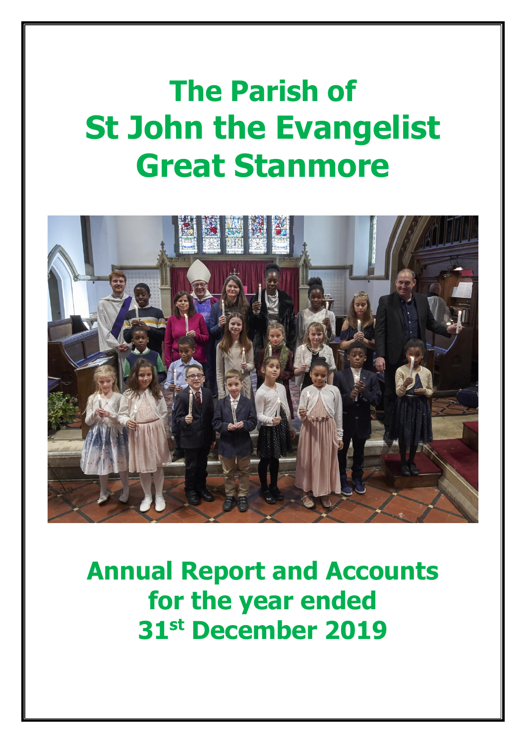# The Parish of St John the Evangelist Great Stanmore

# Annual Report and Accounts for the year ended 31st December 2019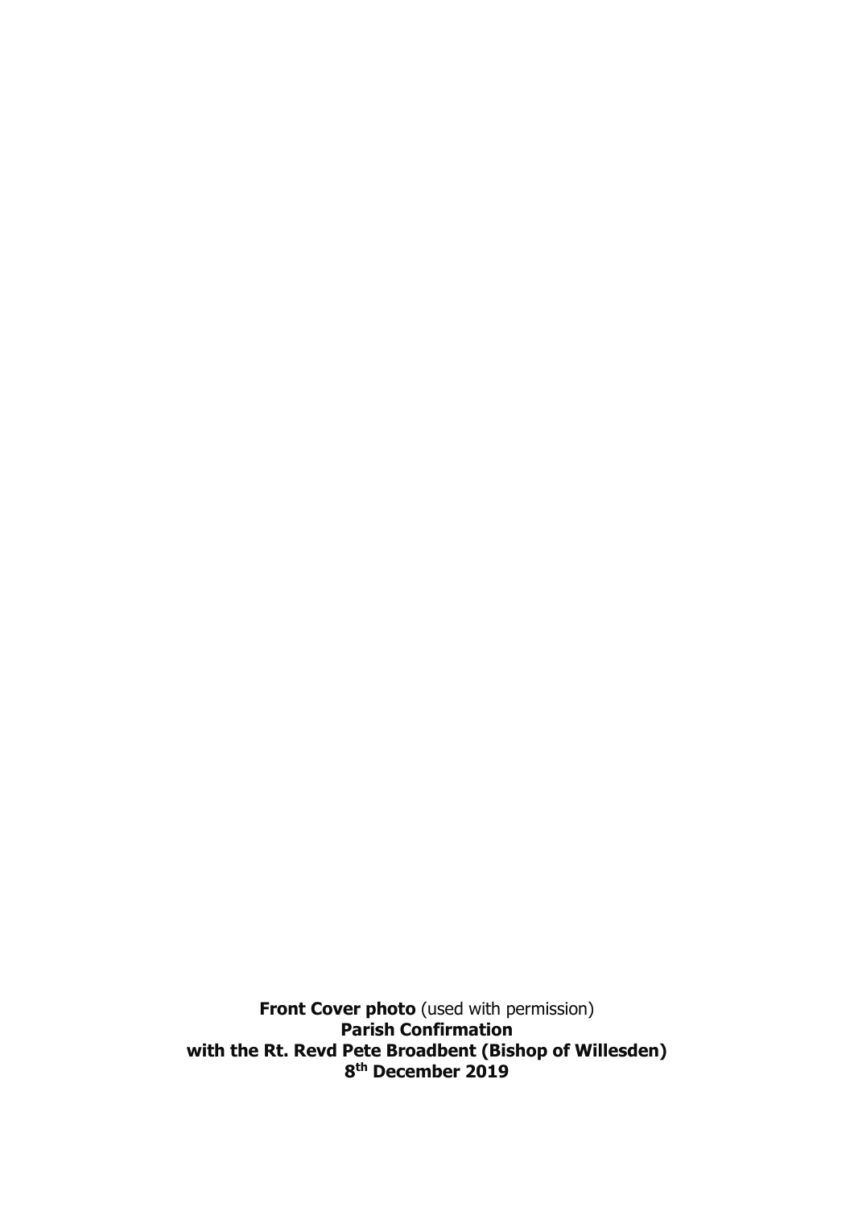**Front Cover photo** (used with permission)
**Parish Confirmation**
**with the Rt. Revd Pete Broadbent (Bishop of Willesden)**
**8th December 2019**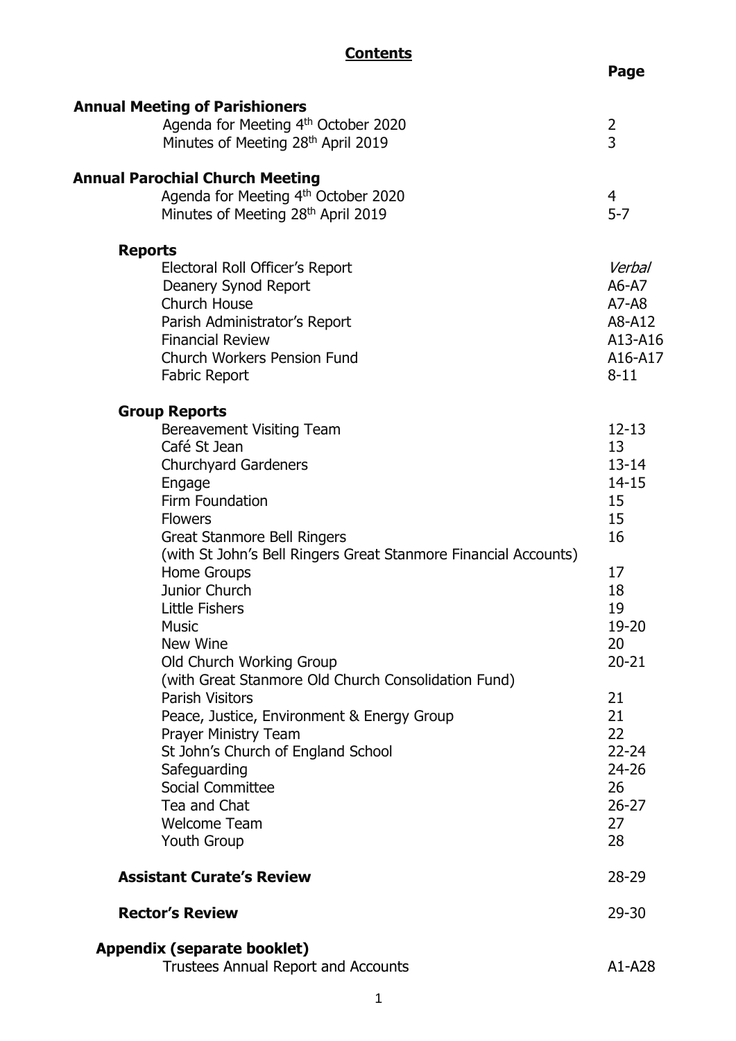# **Contents**

| | **Page** |
|---|---|
| **Annual Meeting of Parishioners** | |
| Agenda for Meeting 4th October 2020 | 2 |
| Minutes of Meeting 28th April 2019 | 3 |
| **Annual Parochial Church Meeting** | |
| Agenda for Meeting 4th October 2020 | 4 |
| Minutes of Meeting 28th April 2019 | 5-7 |
| **Reports** | |
| Electoral Roll Officer's Report | *Verbal* |
| Deanery Synod Report | A6-A7 |
| Church House | A7-A8 |
| Parish Administrator's Report | A8-A12 |
| Financial Review | A13-A16 |
| Church Workers Pension Fund | A16-A17 |
| Fabric Report | 8-11 |
| **Group Reports** | |
| Bereavement Visiting Team | 12-13 |
| Café St Jean | 13 |
| Churchyard Gardeners | 13-14 |
| Engage | 14-15 |
| Firm Foundation | 15 |
| Flowers | 15 |
| Great Stanmore Bell Ringers | 16 |
| (with St John's Bell Ringers Great Stanmore Financial Accounts) | |
| Home Groups | 17 |
| Junior Church | 18 |
| Little Fishers | 19 |
| Music | 19-20 |
| New Wine | 20 |
| Old Church Working Group | 20-21 |
| (with Great Stanmore Old Church Consolidation Fund) | |
| Parish Visitors | 21 |
| Peace, Justice, Environment & Energy Group | 21 |
| Prayer Ministry Team | 22 |
| St John's Church of England School | 22-24 |
| Safeguarding | 24-26 |
| Social Committee | 26 |
| Tea and Chat | 26-27 |
| Welcome Team | 27 |
| Youth Group | 28 |
| **Assistant Curate's Review** | 28-29 |
| **Rector's Review** | 29-30 |
| **Appendix (separate booklet)** | |
| Trustees Annual Report and Accounts | A1-A28 |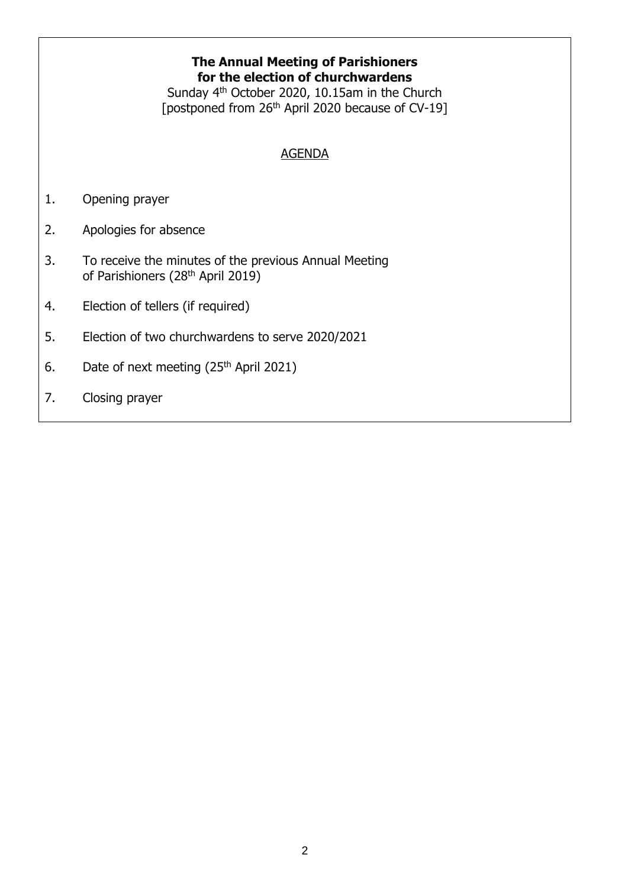**The Annual Meeting of Parishioners for the election of churchwardens**

Sunday 4th October 2020, 10.15am in the Church
[postponed from 26th April 2020 because of CV-19]

AGENDA

1. Opening prayer
2. Apologies for absence
3. To receive the minutes of the previous Annual Meeting of Parishioners (28th April 2019)
4. Election of tellers (if required)
5. Election of two churchwardens to serve 2020/2021
6. Date of next meeting (25th April 2021)
7. Closing prayer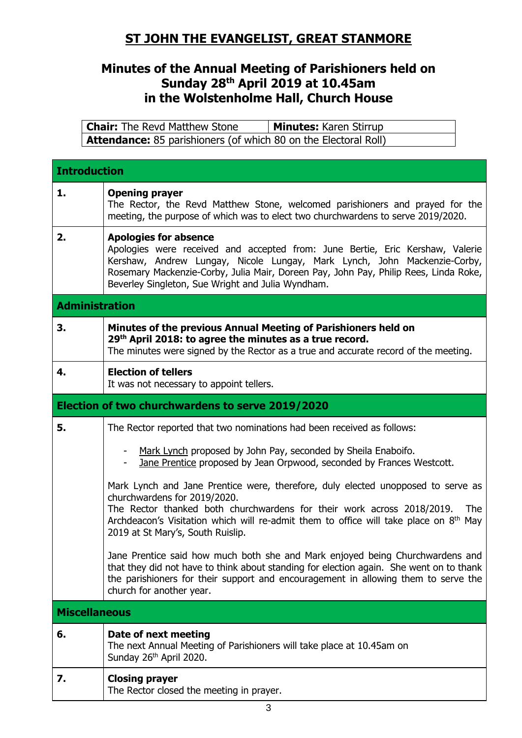# ST JOHN THE EVANGELIST, GREAT STANMORE

## Minutes of the Annual Meeting of Parishioners held on Sunday 28th April 2019 at 10.45am in the Wolstenholme Hall, Church House

| **Chair:** The Revd Matthew Stone | **Minutes:** Karen Stirrup |
|---|---|
| **Attendance:** 85 parishioners (of which 80 on the Electoral Roll) | |

| | |
|---|---|
| **Introduction** | |
| **1.** | **Opening prayer**<br>The Rector, the Revd Matthew Stone, welcomed parishioners and prayed for the meeting, the purpose of which was to elect two churchwardens to serve 2019/2020. |
| **2.** | **Apologies for absence**<br>Apologies were received and accepted from: June Bertie, Eric Kershaw, Valerie Kershaw, Andrew Lungay, Nicole Lungay, Mark Lynch, John Mackenzie-Corby, Rosemary Mackenzie-Corby, Julia Mair, Doreen Pay, John Pay, Philip Rees, Linda Roke, Beverley Singleton, Sue Wright and Julia Wyndham. |
| **Administration** | |
| **3.** | **Minutes of the previous Annual Meeting of Parishioners held on 29th April 2018: to agree the minutes as a true record.**<br>The minutes were signed by the Rector as a true and accurate record of the meeting. |
| **4.** | **Election of tellers**<br>It was not necessary to appoint tellers. |
| **Election of two churchwardens to serve 2019/2020** | |
| **5.** | The Rector reported that two nominations had been received as follows:<br>- Mark Lynch proposed by John Pay, seconded by Sheila Enaboifo.<br>- Jane Prentice proposed by Jean Orpwood, seconded by Frances Westcott.<br><br>Mark Lynch and Jane Prentice were, therefore, duly elected unopposed to serve as churchwardens for 2019/2020.<br>The Rector thanked both churchwardens for their work across 2018/2019. The Archdeacon's Visitation which will re-admit them to office will take place on 8th May 2019 at St Mary's, South Ruislip.<br><br>Jane Prentice said how much both she and Mark enjoyed being Churchwardens and that they did not have to think about standing for election again. She went on to thank the parishioners for their support and encouragement in allowing them to serve the church for another year. |
| **Miscellaneous** | |
| **6.** | **Date of next meeting**<br>The next Annual Meeting of Parishioners will take place at 10.45am on Sunday 26th April 2020. |
| **7.** | **Closing prayer**<br>The Rector closed the meeting in prayer. |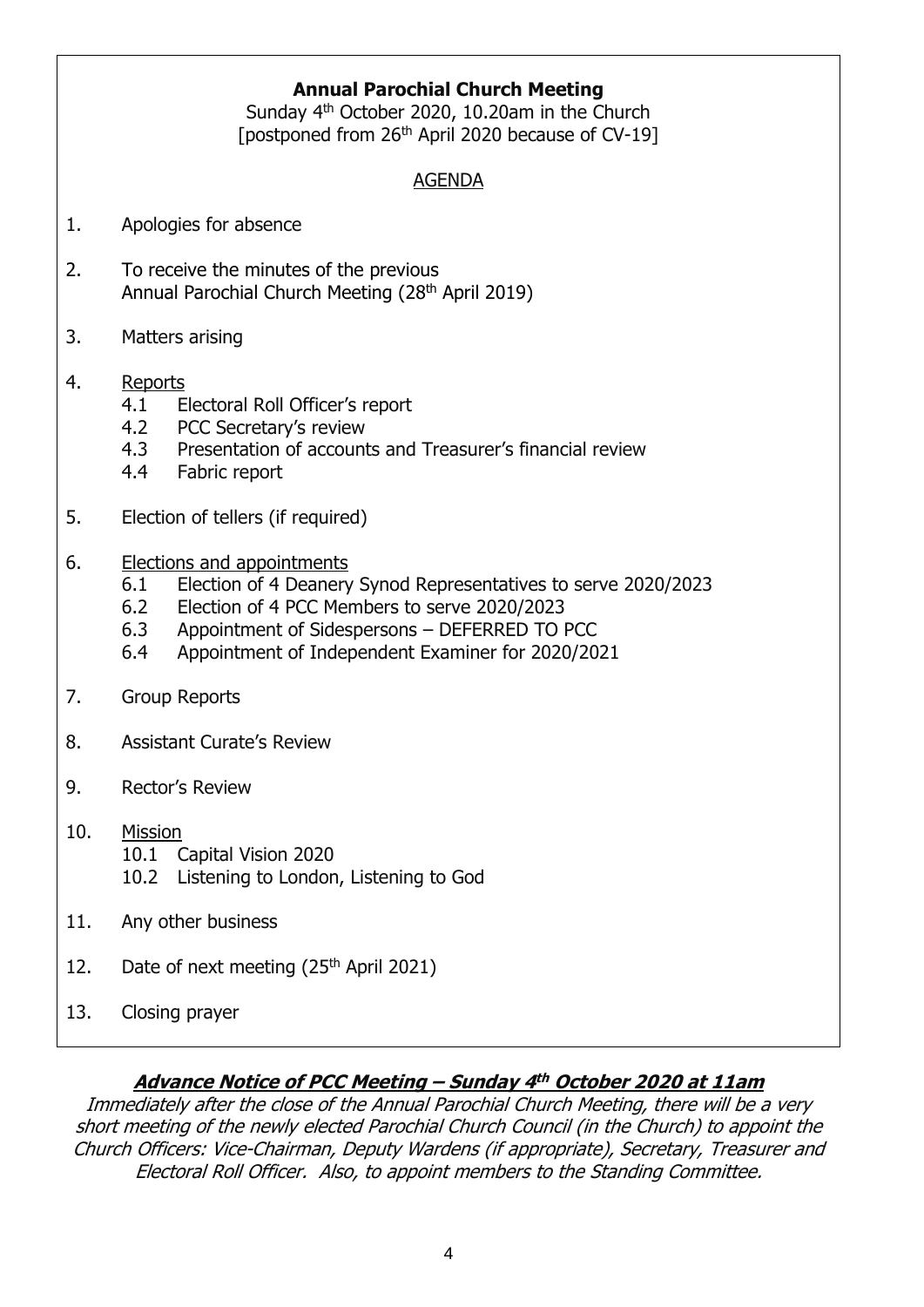## Annual Parochial Church Meeting

Sunday 4th October 2020, 10.20am in the Church
[postponed from 26th April 2020 because of CV-19]

### AGENDA

1. Apologies for absence
2. To receive the minutes of the previous Annual Parochial Church Meeting (28th April 2019)
3. Matters arising
4. Reports
   - 4.1 Electoral Roll Officer's report
   - 4.2 PCC Secretary's review
   - 4.3 Presentation of accounts and Treasurer's financial review
   - 4.4 Fabric report
5. Election of tellers (if required)
6. Elections and appointments
   - 6.1 Election of 4 Deanery Synod Representatives to serve 2020/2023
   - 6.2 Election of 4 PCC Members to serve 2020/2023
   - 6.3 Appointment of Sidespersons – DEFERRED TO PCC
   - 6.4 Appointment of Independent Examiner for 2020/2021
7. Group Reports
8. Assistant Curate's Review
9. Rector's Review
10. Mission
    - 10.1 Capital Vision 2020
    - 10.2 Listening to London, Listening to God
11. Any other business
12. Date of next meeting (25th April 2021)
13. Closing prayer

### ***Advance Notice of PCC Meeting – Sunday 4th October 2020 at 11am***

*Immediately after the close of the Annual Parochial Church Meeting, there will be a very short meeting of the newly elected Parochial Church Council (in the Church) to appoint the Church Officers: Vice-Chairman, Deputy Wardens (if appropriate), Secretary, Treasurer and Electoral Roll Officer. Also, to appoint members to the Standing Committee.*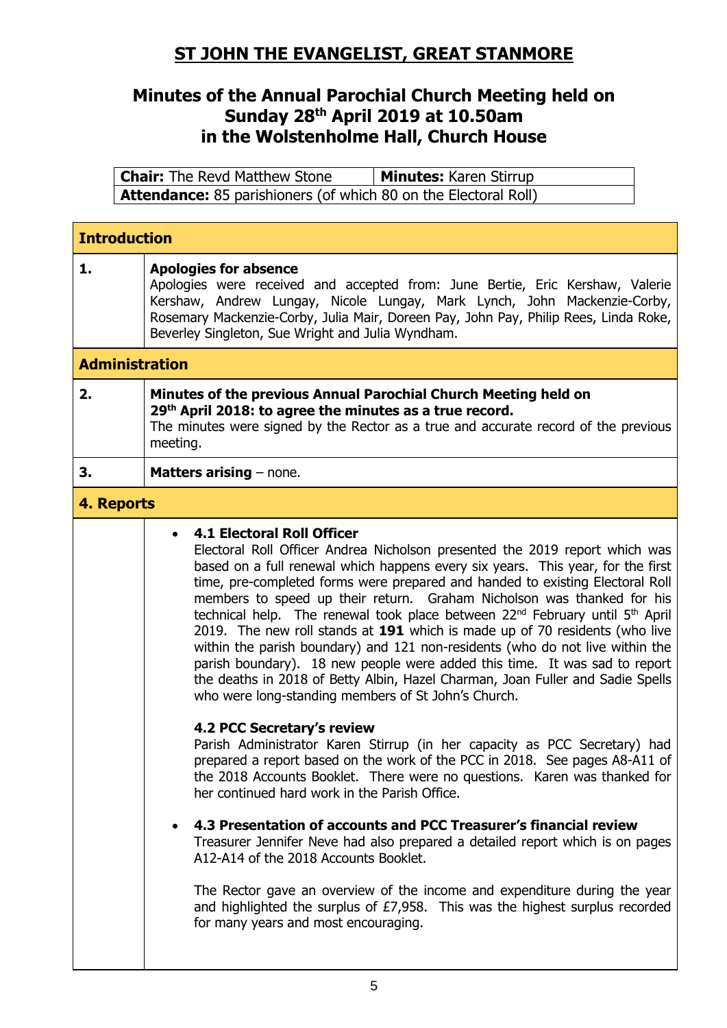# ST JOHN THE EVANGELIST, GREAT STANMORE

## Minutes of the Annual Parochial Church Meeting held on Sunday 28th April 2019 at 10.50am in the Wolstenholme Hall, Church House

| **Chair:** The Revd Matthew Stone | **Minutes:** Karen Stirrup |
|---|---|
| **Attendance:** 85 parishioners (of which 80 on the Electoral Roll) | |

### Introduction

**1. Apologies for absence**

Apologies were received and accepted from: June Bertie, Eric Kershaw, Valerie Kershaw, Andrew Lungay, Nicole Lungay, Mark Lynch, John Mackenzie-Corby, Rosemary Mackenzie-Corby, Julia Mair, Doreen Pay, John Pay, Philip Rees, Linda Roke, Beverley Singleton, Sue Wright and Julia Wyndham.

### Administration

**2. Minutes of the previous Annual Parochial Church Meeting held on 29th April 2018: to agree the minutes as a true record.**

The minutes were signed by the Rector as a true and accurate record of the previous meeting.

**3. Matters arising** – none.

### 4. Reports

- **4.1 Electoral Roll Officer**

  Electoral Roll Officer Andrea Nicholson presented the 2019 report which was based on a full renewal which happens every six years. This year, for the first time, pre-completed forms were prepared and handed to existing Electoral Roll members to speed up their return. Graham Nicholson was thanked for his technical help. The renewal took place between 22nd February until 5th April 2019. The new roll stands at **191** which is made up of 70 residents (who live within the parish boundary) and 121 non-residents (who do not live within the parish boundary). 18 new people were added this time. It was sad to report the deaths in 2018 of Betty Albin, Hazel Charman, Joan Fuller and Sadie Spells who were long-standing members of St John's Church.

  **4.2 PCC Secretary's review**

  Parish Administrator Karen Stirrup (in her capacity as PCC Secretary) had prepared a report based on the work of the PCC in 2018. See pages A8-A11 of the 2018 Accounts Booklet. There were no questions. Karen was thanked for her continued hard work in the Parish Office.

- **4.3 Presentation of accounts and PCC Treasurer's financial review**

  Treasurer Jennifer Neve had also prepared a detailed report which is on pages A12-A14 of the 2018 Accounts Booklet.

  The Rector gave an overview of the income and expenditure during the year and highlighted the surplus of £7,958. This was the highest surplus recorded for many years and most encouraging.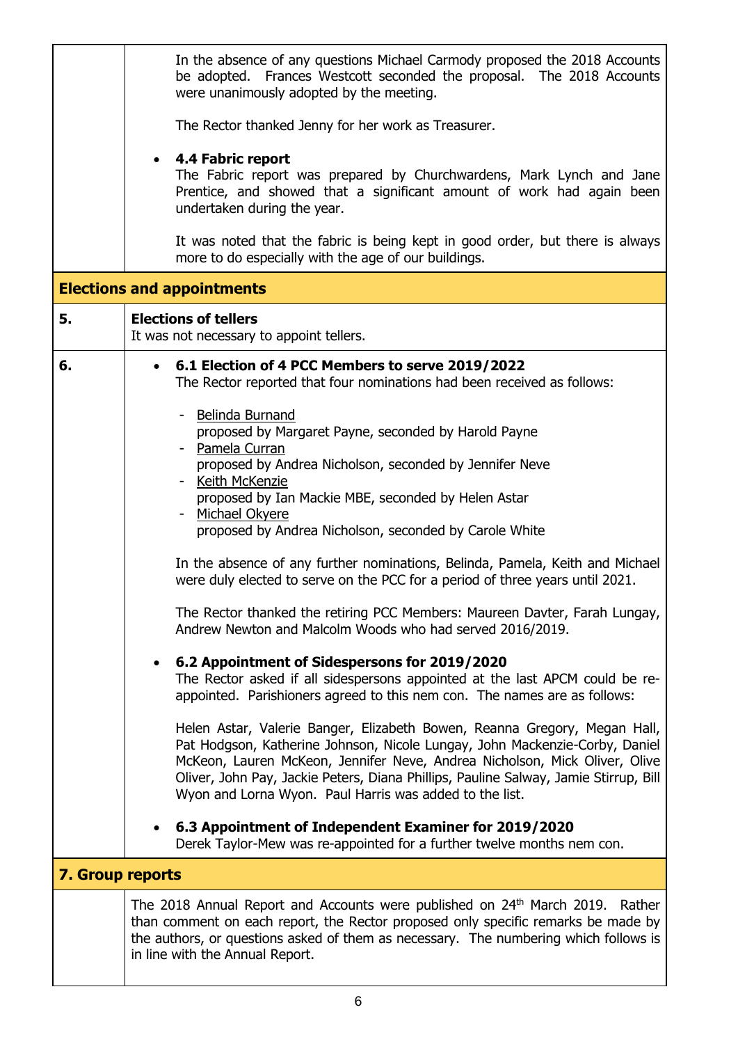In the absence of any questions Michael Carmody proposed the 2018 Accounts be adopted. Frances Westcott seconded the proposal. The 2018 Accounts were unanimously adopted by the meeting.

The Rector thanked Jenny for her work as Treasurer.

- **4.4 Fabric report**
  The Fabric report was prepared by Churchwardens, Mark Lynch and Jane Prentice, and showed that a significant amount of work had again been undertaken during the year.

  It was noted that the fabric is being kept in good order, but there is always more to do especially with the age of our buildings.

## Elections and appointments

**5. Elections of tellers**

It was not necessary to appoint tellers.

**6.**

- **6.1 Election of 4 PCC Members to serve 2019/2022**
  The Rector reported that four nominations had been received as follows:

  - Belinda Burnand
    proposed by Margaret Payne, seconded by Harold Payne
  - Pamela Curran
    proposed by Andrea Nicholson, seconded by Jennifer Neve
  - Keith McKenzie
    proposed by Ian Mackie MBE, seconded by Helen Astar
  - Michael Okyere
    proposed by Andrea Nicholson, seconded by Carole White

  In the absence of any further nominations, Belinda, Pamela, Keith and Michael were duly elected to serve on the PCC for a period of three years until 2021.

  The Rector thanked the retiring PCC Members: Maureen Davter, Farah Lungay, Andrew Newton and Malcolm Woods who had served 2016/2019.

- **6.2 Appointment of Sidespersons for 2019/2020**
  The Rector asked if all sidespersons appointed at the last APCM could be re-appointed. Parishioners agreed to this nem con. The names are as follows:

  Helen Astar, Valerie Banger, Elizabeth Bowen, Reanna Gregory, Megan Hall, Pat Hodgson, Katherine Johnson, Nicole Lungay, John Mackenzie-Corby, Daniel McKeon, Lauren McKeon, Jennifer Neve, Andrea Nicholson, Mick Oliver, Olive Oliver, John Pay, Jackie Peters, Diana Phillips, Pauline Salway, Jamie Stirrup, Bill Wyon and Lorna Wyon. Paul Harris was added to the list.

- **6.3 Appointment of Independent Examiner for 2019/2020**
  Derek Taylor-Mew was re-appointed for a further twelve months nem con.

## 7. Group reports

The 2018 Annual Report and Accounts were published on 24th March 2019. Rather than comment on each report, the Rector proposed only specific remarks be made by the authors, or questions asked of them as necessary. The numbering which follows is in line with the Annual Report.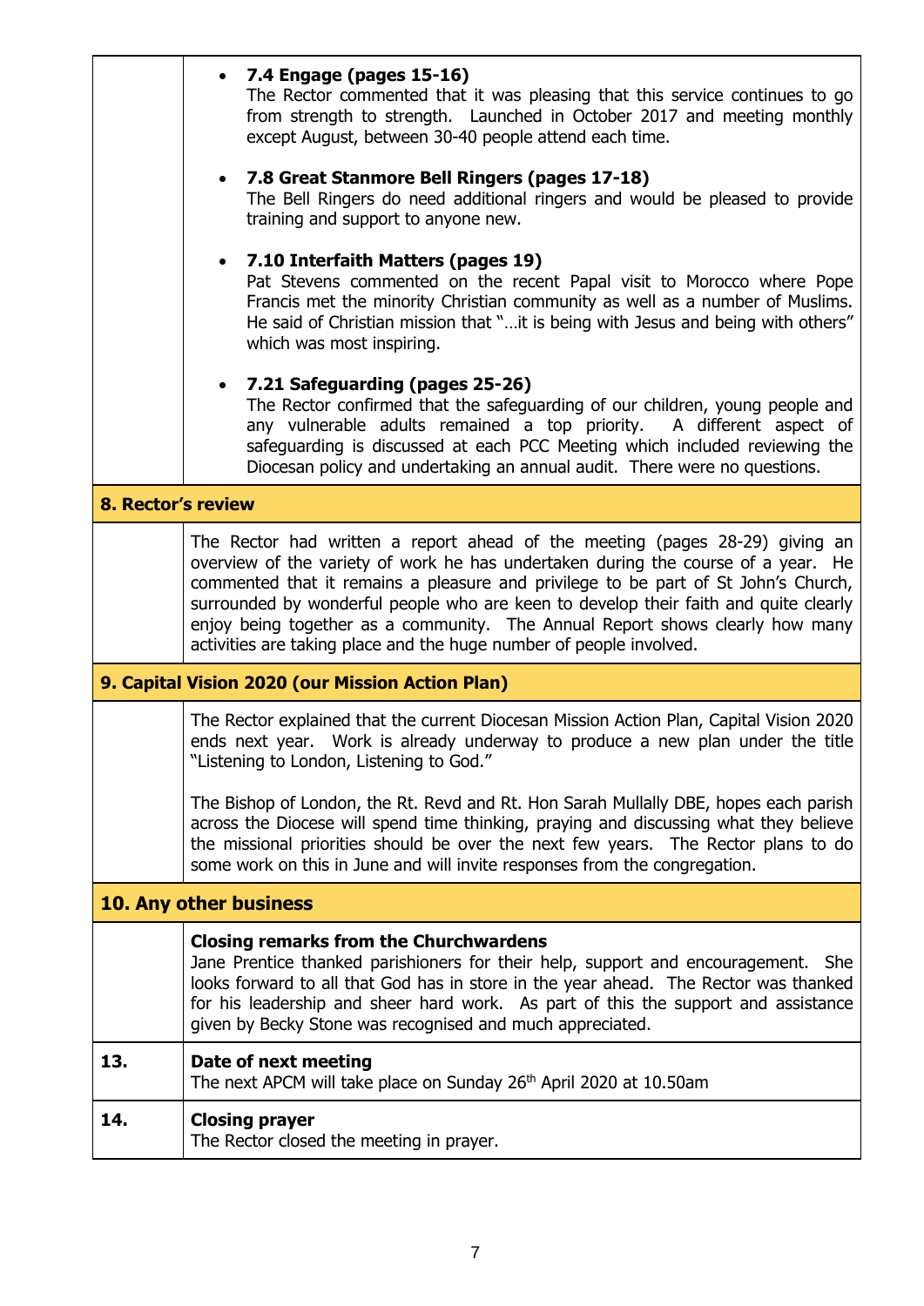- **7.4 Engage (pages 15-16)**
  The Rector commented that it was pleasing that this service continues to go from strength to strength. Launched in October 2017 and meeting monthly except August, between 30-40 people attend each time.

- **7.8 Great Stanmore Bell Ringers (pages 17-18)**
  The Bell Ringers do need additional ringers and would be pleased to provide training and support to anyone new.

- **7.10 Interfaith Matters (pages 19)**
  Pat Stevens commented on the recent Papal visit to Morocco where Pope Francis met the minority Christian community as well as a number of Muslims. He said of Christian mission that "…it is being with Jesus and being with others" which was most inspiring.

- **7.21 Safeguarding (pages 25-26)**
  The Rector confirmed that the safeguarding of our children, young people and any vulnerable adults remained a top priority. A different aspect of safeguarding is discussed at each PCC Meeting which included reviewing the Diocesan policy and undertaking an annual audit. There were no questions.

## 8. Rector's review

The Rector had written a report ahead of the meeting (pages 28-29) giving an overview of the variety of work he has undertaken during the course of a year. He commented that it remains a pleasure and privilege to be part of St John's Church, surrounded by wonderful people who are keen to develop their faith and quite clearly enjoy being together as a community. The Annual Report shows clearly how many activities are taking place and the huge number of people involved.

## 9. Capital Vision 2020 (our Mission Action Plan)

The Rector explained that the current Diocesan Mission Action Plan, Capital Vision 2020 ends next year. Work is already underway to produce a new plan under the title "Listening to London, Listening to God."

The Bishop of London, the Rt. Revd and Rt. Hon Sarah Mullally DBE, hopes each parish across the Diocese will spend time thinking, praying and discussing what they believe the missional priorities should be over the next few years. The Rector plans to do some work on this in June and will invite responses from the congregation.

## 10. Any other business

**Closing remarks from the Churchwardens**
Jane Prentice thanked parishioners for their help, support and encouragement. She looks forward to all that God has in store in the year ahead. The Rector was thanked for his leadership and sheer hard work. As part of this the support and assistance given by Becky Stone was recognised and much appreciated.

**13. Date of next meeting**
The next APCM will take place on Sunday 26th April 2020 at 10.50am

**14. Closing prayer**
The Rector closed the meeting in prayer.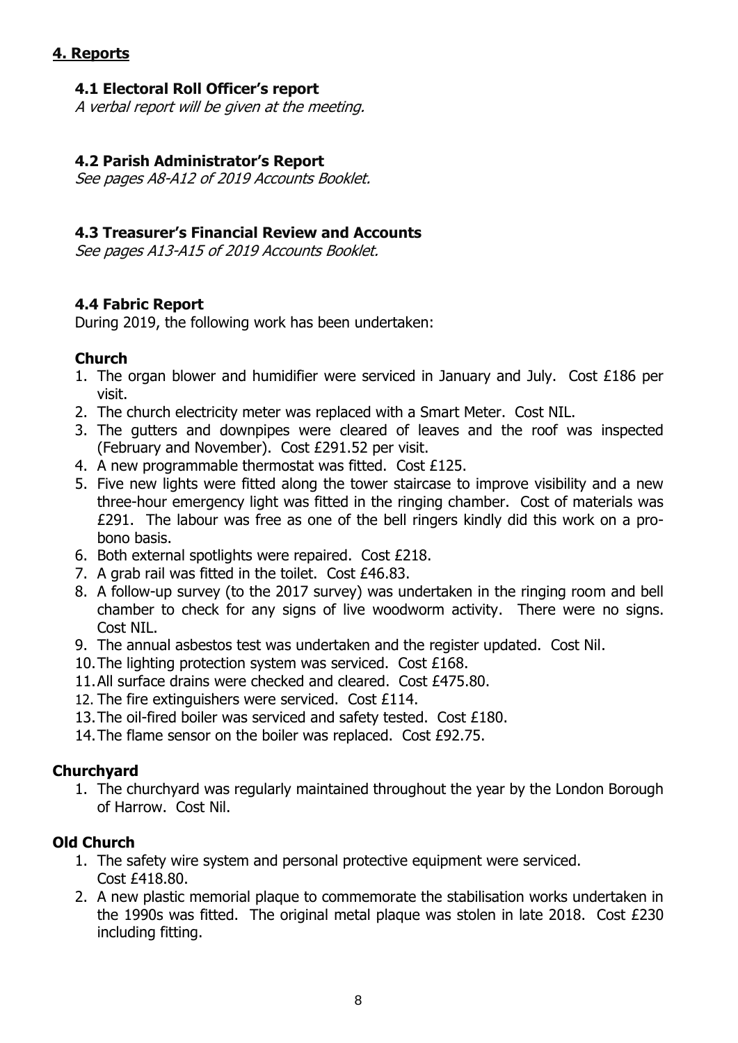## 4. Reports

### 4.1 Electoral Roll Officer's report

*A verbal report will be given at the meeting.*

### 4.2 Parish Administrator's Report

*See pages A8-A12 of 2019 Accounts Booklet.*

### 4.3 Treasurer's Financial Review and Accounts

*See pages A13-A15 of 2019 Accounts Booklet.*

### 4.4 Fabric Report

During 2019, the following work has been undertaken:

#### Church

1. The organ blower and humidifier were serviced in January and July. Cost £186 per visit.
2. The church electricity meter was replaced with a Smart Meter. Cost NIL.
3. The gutters and downpipes were cleared of leaves and the roof was inspected (February and November). Cost £291.52 per visit.
4. A new programmable thermostat was fitted. Cost £125.
5. Five new lights were fitted along the tower staircase to improve visibility and a new three-hour emergency light was fitted in the ringing chamber. Cost of materials was £291. The labour was free as one of the bell ringers kindly did this work on a pro-bono basis.
6. Both external spotlights were repaired. Cost £218.
7. A grab rail was fitted in the toilet. Cost £46.83.
8. A follow-up survey (to the 2017 survey) was undertaken in the ringing room and bell chamber to check for any signs of live woodworm activity. There were no signs. Cost NIL.
9. The annual asbestos test was undertaken and the register updated. Cost Nil.
10. The lighting protection system was serviced. Cost £168.
11. All surface drains were checked and cleared. Cost £475.80.
12. The fire extinguishers were serviced. Cost £114.
13. The oil-fired boiler was serviced and safety tested. Cost £180.
14. The flame sensor on the boiler was replaced. Cost £92.75.

#### Churchyard

1. The churchyard was regularly maintained throughout the year by the London Borough of Harrow. Cost Nil.

#### Old Church

1. The safety wire system and personal protective equipment were serviced. Cost £418.80.
2. A new plastic memorial plaque to commemorate the stabilisation works undertaken in the 1990s was fitted. The original metal plaque was stolen in late 2018. Cost £230 including fitting.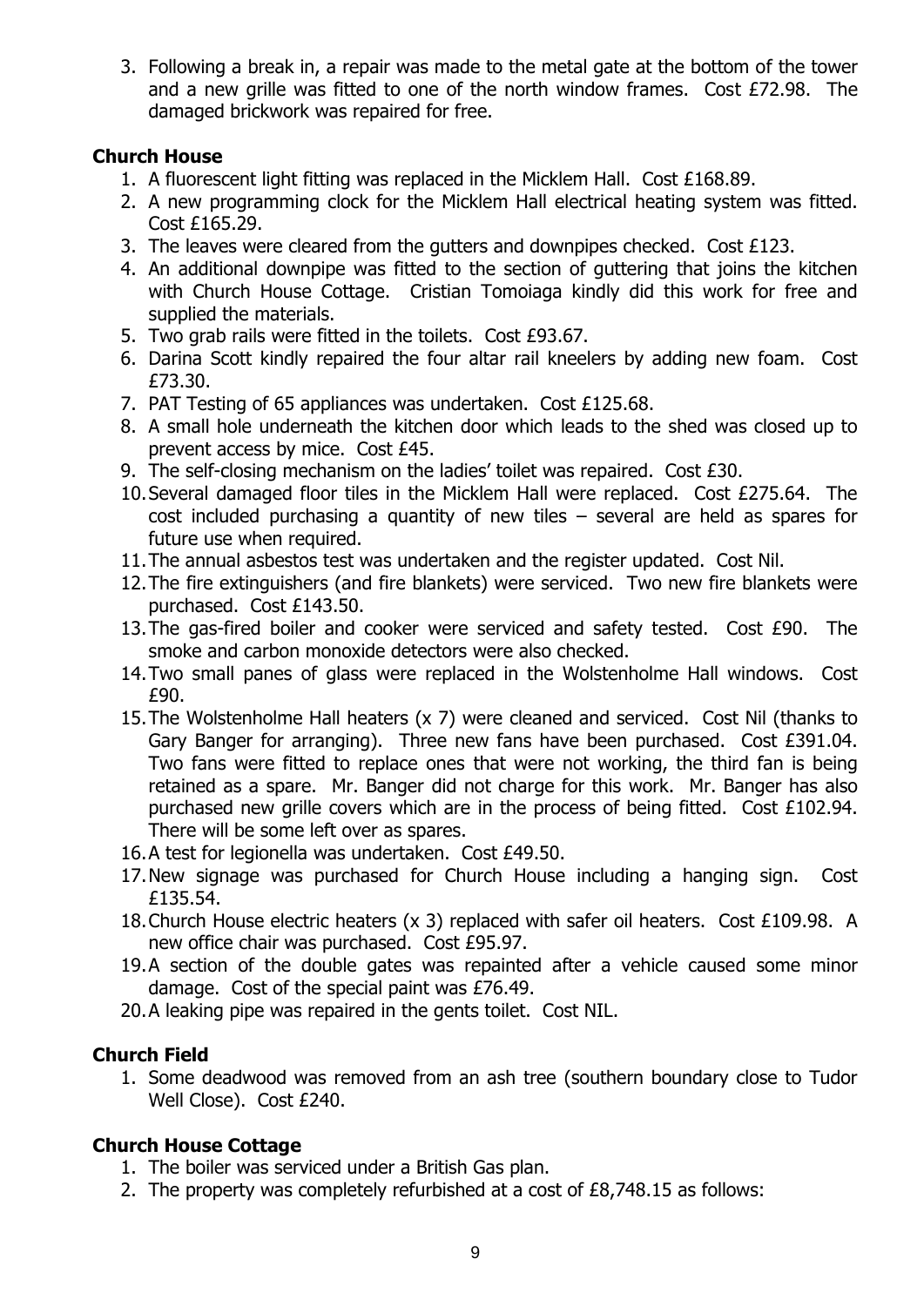3. Following a break in, a repair was made to the metal gate at the bottom of the tower and a new grille was fitted to one of the north window frames. Cost £72.98. The damaged brickwork was repaired for free.

**Church House**

1. A fluorescent light fitting was replaced in the Micklem Hall. Cost £168.89.
2. A new programming clock for the Micklem Hall electrical heating system was fitted. Cost £165.29.
3. The leaves were cleared from the gutters and downpipes checked. Cost £123.
4. An additional downpipe was fitted to the section of guttering that joins the kitchen with Church House Cottage. Cristian Tomoiaga kindly did this work for free and supplied the materials.
5. Two grab rails were fitted in the toilets. Cost £93.67.
6. Darina Scott kindly repaired the four altar rail kneelers by adding new foam. Cost £73.30.
7. PAT Testing of 65 appliances was undertaken. Cost £125.68.
8. A small hole underneath the kitchen door which leads to the shed was closed up to prevent access by mice. Cost £45.
9. The self-closing mechanism on the ladies' toilet was repaired. Cost £30.
10. Several damaged floor tiles in the Micklem Hall were replaced. Cost £275.64. The cost included purchasing a quantity of new tiles – several are held as spares for future use when required.
11. The annual asbestos test was undertaken and the register updated. Cost Nil.
12. The fire extinguishers (and fire blankets) were serviced. Two new fire blankets were purchased. Cost £143.50.
13. The gas-fired boiler and cooker were serviced and safety tested. Cost £90. The smoke and carbon monoxide detectors were also checked.
14. Two small panes of glass were replaced in the Wolstenholme Hall windows. Cost £90.
15. The Wolstenholme Hall heaters (x 7) were cleaned and serviced. Cost Nil (thanks to Gary Banger for arranging). Three new fans have been purchased. Cost £391.04. Two fans were fitted to replace ones that were not working, the third fan is being retained as a spare. Mr. Banger did not charge for this work. Mr. Banger has also purchased new grille covers which are in the process of being fitted. Cost £102.94. There will be some left over as spares.
16. A test for legionella was undertaken. Cost £49.50.
17. New signage was purchased for Church House including a hanging sign. Cost £135.54.
18. Church House electric heaters (x 3) replaced with safer oil heaters. Cost £109.98. A new office chair was purchased. Cost £95.97.
19. A section of the double gates was repainted after a vehicle caused some minor damage. Cost of the special paint was £76.49.
20. A leaking pipe was repaired in the gents toilet. Cost NIL.

**Church Field**

1. Some deadwood was removed from an ash tree (southern boundary close to Tudor Well Close). Cost £240.

**Church House Cottage**

1. The boiler was serviced under a British Gas plan.
2. The property was completely refurbished at a cost of £8,748.15 as follows: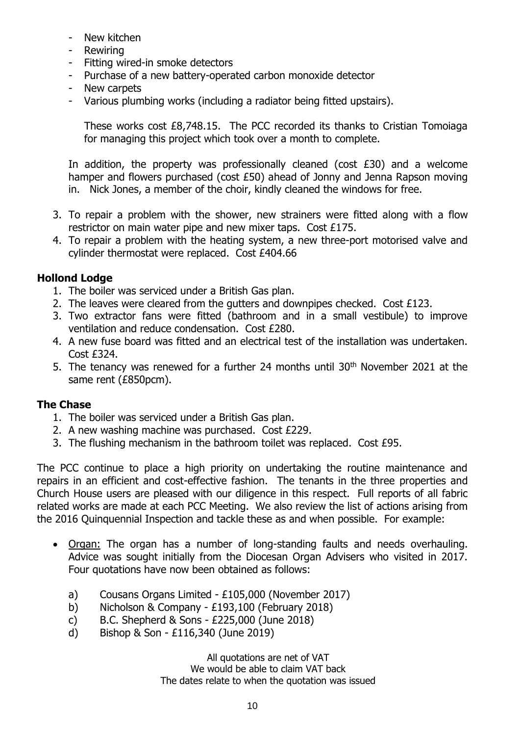- New kitchen
- Rewiring
- Fitting wired-in smoke detectors
- Purchase of a new battery-operated carbon monoxide detector
- New carpets
- Various plumbing works (including a radiator being fitted upstairs).

  These works cost £8,748.15. The PCC recorded its thanks to Cristian Tomoiaga for managing this project which took over a month to complete.

  In addition, the property was professionally cleaned (cost £30) and a welcome hamper and flowers purchased (cost £50) ahead of Jonny and Jenna Rapson moving in. Nick Jones, a member of the choir, kindly cleaned the windows for free.

3. To repair a problem with the shower, new strainers were fitted along with a flow restrictor on main water pipe and new mixer taps. Cost £175.
4. To repair a problem with the heating system, a new three-port motorised valve and cylinder thermostat were replaced. Cost £404.66

**Hollond Lodge**

1. The boiler was serviced under a British Gas plan.
2. The leaves were cleared from the gutters and downpipes checked. Cost £123.
3. Two extractor fans were fitted (bathroom and in a small vestibule) to improve ventilation and reduce condensation. Cost £280.
4. A new fuse board was fitted and an electrical test of the installation was undertaken. Cost £324.
5. The tenancy was renewed for a further 24 months until 30th November 2021 at the same rent (£850pcm).

**The Chase**

1. The boiler was serviced under a British Gas plan.
2. A new washing machine was purchased. Cost £229.
3. The flushing mechanism in the bathroom toilet was replaced. Cost £95.

The PCC continue to place a high priority on undertaking the routine maintenance and repairs in an efficient and cost-effective fashion. The tenants in the three properties and Church House users are pleased with our diligence in this respect. Full reports of all fabric related works are made at each PCC Meeting. We also review the list of actions arising from the 2016 Quinquennial Inspection and tackle these as and when possible. For example:

- Organ: The organ has a number of long-standing faults and needs overhauling. Advice was sought initially from the Diocesan Organ Advisers who visited in 2017. Four quotations have now been obtained as follows:

  a) Cousans Organs Limited - £105,000 (November 2017)
  b) Nicholson & Company - £193,100 (February 2018)
  c) B.C. Shepherd & Sons - £225,000 (June 2018)
  d) Bishop & Son - £116,340 (June 2019)

  All quotations are net of VAT
  We would be able to claim VAT back
  The dates relate to when the quotation was issued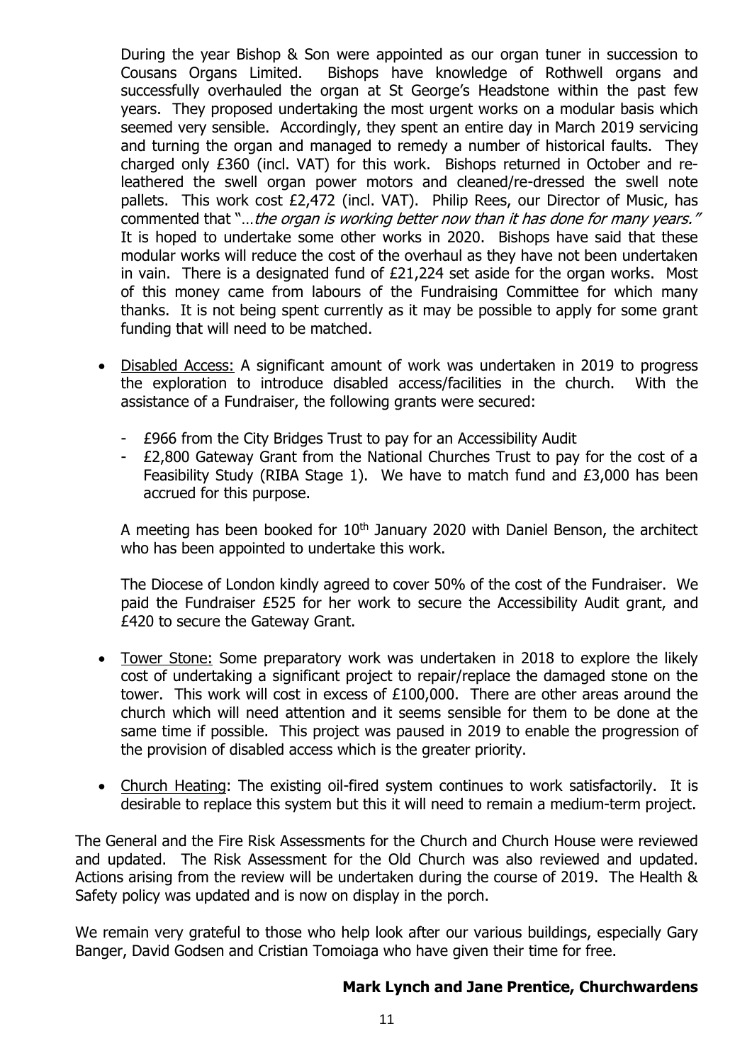During the year Bishop & Son were appointed as our organ tuner in succession to Cousans Organs Limited. Bishops have knowledge of Rothwell organs and successfully overhauled the organ at St George's Headstone within the past few years. They proposed undertaking the most urgent works on a modular basis which seemed very sensible. Accordingly, they spent an entire day in March 2019 servicing and turning the organ and managed to remedy a number of historical faults. They charged only £360 (incl. VAT) for this work. Bishops returned in October and re-leathered the swell organ power motors and cleaned/re-dressed the swell note pallets. This work cost £2,472 (incl. VAT). Philip Rees, our Director of Music, has commented that "*…the organ is working better now than it has done for many years."* It is hoped to undertake some other works in 2020. Bishops have said that these modular works will reduce the cost of the overhaul as they have not been undertaken in vain. There is a designated fund of £21,224 set aside for the organ works. Most of this money came from labours of the Fundraising Committee for which many thanks. It is not being spent currently as it may be possible to apply for some grant funding that will need to be matched.

- <u>Disabled Access:</u> A significant amount of work was undertaken in 2019 to progress the exploration to introduce disabled access/facilities in the church. With the assistance of a Fundraiser, the following grants were secured:

  - £966 from the City Bridges Trust to pay for an Accessibility Audit
  - £2,800 Gateway Grant from the National Churches Trust to pay for the cost of a Feasibility Study (RIBA Stage 1). We have to match fund and £3,000 has been accrued for this purpose.

  A meeting has been booked for 10th January 2020 with Daniel Benson, the architect who has been appointed to undertake this work.

  The Diocese of London kindly agreed to cover 50% of the cost of the Fundraiser. We paid the Fundraiser £525 for her work to secure the Accessibility Audit grant, and £420 to secure the Gateway Grant.

- <u>Tower Stone:</u> Some preparatory work was undertaken in 2018 to explore the likely cost of undertaking a significant project to repair/replace the damaged stone on the tower. This work will cost in excess of £100,000. There are other areas around the church which will need attention and it seems sensible for them to be done at the same time if possible. This project was paused in 2019 to enable the progression of the provision of disabled access which is the greater priority.

- <u>Church Heating</u>: The existing oil-fired system continues to work satisfactorily. It is desirable to replace this system but this it will need to remain a medium-term project.

The General and the Fire Risk Assessments for the Church and Church House were reviewed and updated. The Risk Assessment for the Old Church was also reviewed and updated. Actions arising from the review will be undertaken during the course of 2019. The Health & Safety policy was updated and is now on display in the porch.

We remain very grateful to those who help look after our various buildings, especially Gary Banger, David Godsen and Cristian Tomoiaga who have given their time for free.

**Mark Lynch and Jane Prentice, Churchwardens**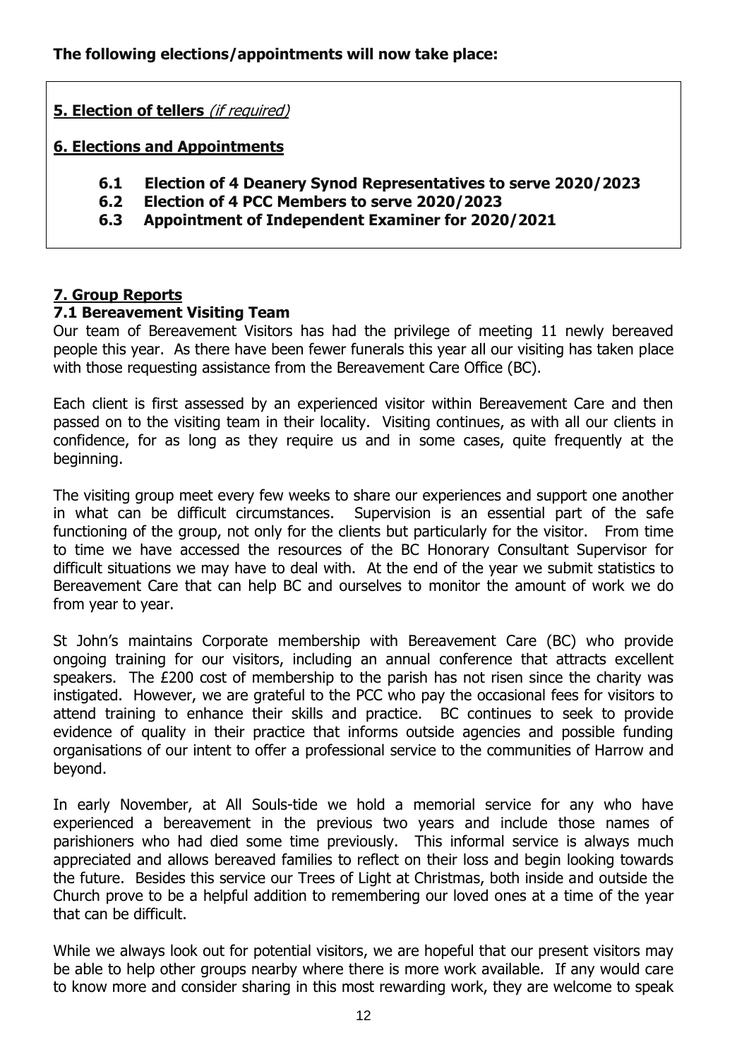**The following elections/appointments will now take place:**

**5. Election of tellers** *(if required)*

**6. Elections and Appointments**

- **6.1 Election of 4 Deanery Synod Representatives to serve 2020/2023**
- **6.2 Election of 4 PCC Members to serve 2020/2023**
- **6.3 Appointment of Independent Examiner for 2020/2021**

## 7. Group Reports

### 7.1 Bereavement Visiting Team

Our team of Bereavement Visitors has had the privilege of meeting 11 newly bereaved people this year. As there have been fewer funerals this year all our visiting has taken place with those requesting assistance from the Bereavement Care Office (BC).

Each client is first assessed by an experienced visitor within Bereavement Care and then passed on to the visiting team in their locality. Visiting continues, as with all our clients in confidence, for as long as they require us and in some cases, quite frequently at the beginning.

The visiting group meet every few weeks to share our experiences and support one another in what can be difficult circumstances. Supervision is an essential part of the safe functioning of the group, not only for the clients but particularly for the visitor. From time to time we have accessed the resources of the BC Honorary Consultant Supervisor for difficult situations we may have to deal with. At the end of the year we submit statistics to Bereavement Care that can help BC and ourselves to monitor the amount of work we do from year to year.

St John's maintains Corporate membership with Bereavement Care (BC) who provide ongoing training for our visitors, including an annual conference that attracts excellent speakers. The £200 cost of membership to the parish has not risen since the charity was instigated. However, we are grateful to the PCC who pay the occasional fees for visitors to attend training to enhance their skills and practice. BC continues to seek to provide evidence of quality in their practice that informs outside agencies and possible funding organisations of our intent to offer a professional service to the communities of Harrow and beyond.

In early November, at All Souls-tide we hold a memorial service for any who have experienced a bereavement in the previous two years and include those names of parishioners who had died some time previously. This informal service is always much appreciated and allows bereaved families to reflect on their loss and begin looking towards the future. Besides this service our Trees of Light at Christmas, both inside and outside the Church prove to be a helpful addition to remembering our loved ones at a time of the year that can be difficult.

While we always look out for potential visitors, we are hopeful that our present visitors may be able to help other groups nearby where there is more work available. If any would care to know more and consider sharing in this most rewarding work, they are welcome to speak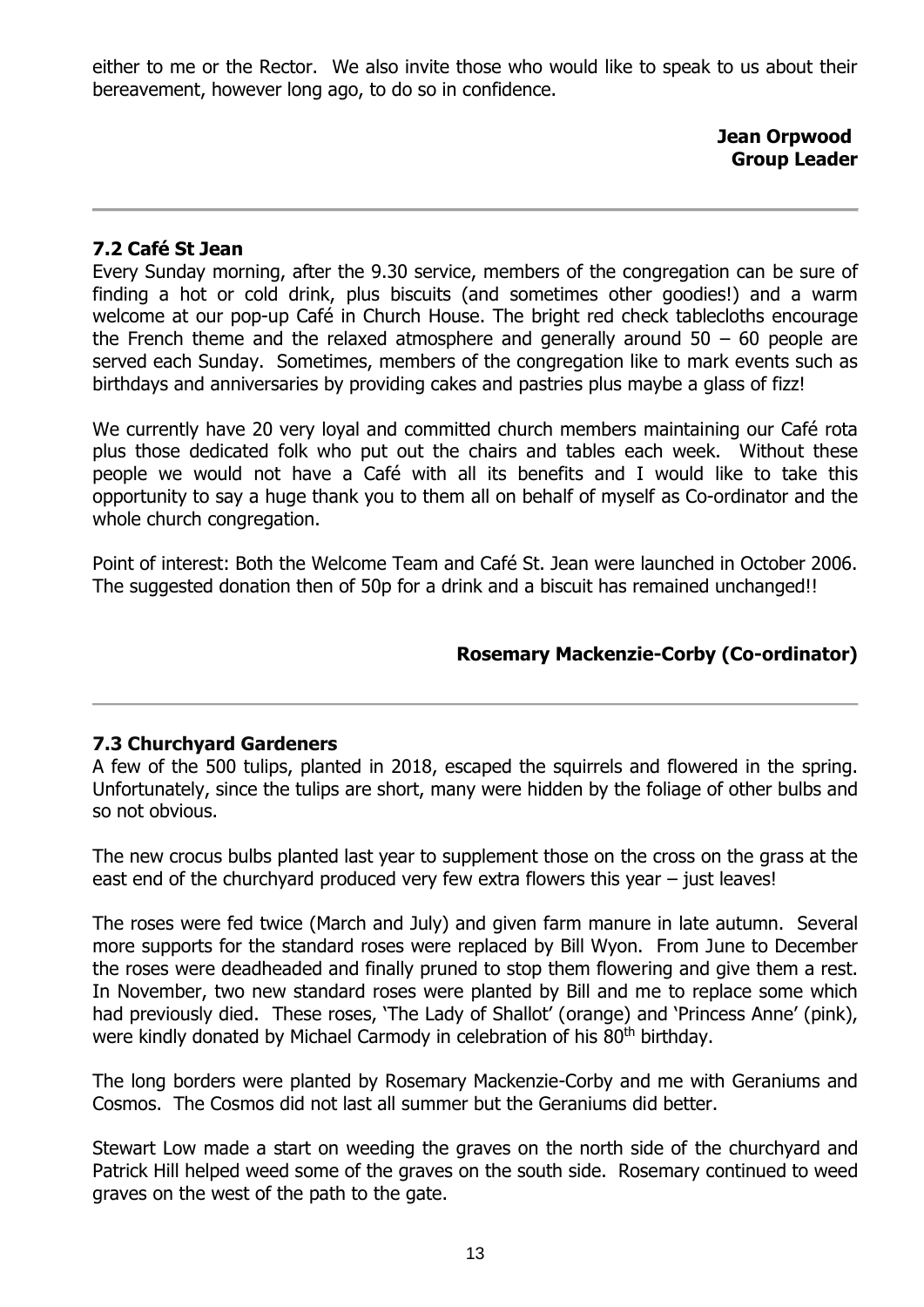either to me or the Rector. We also invite those who would like to speak to us about their bereavement, however long ago, to do so in confidence.

**Jean Orpwood**
**Group Leader**

---

### 7.2 Café St Jean

Every Sunday morning, after the 9.30 service, members of the congregation can be sure of finding a hot or cold drink, plus biscuits (and sometimes other goodies!) and a warm welcome at our pop-up Café in Church House. The bright red check tablecloths encourage the French theme and the relaxed atmosphere and generally around 50 – 60 people are served each Sunday. Sometimes, members of the congregation like to mark events such as birthdays and anniversaries by providing cakes and pastries plus maybe a glass of fizz!

We currently have 20 very loyal and committed church members maintaining our Café rota plus those dedicated folk who put out the chairs and tables each week. Without these people we would not have a Café with all its benefits and I would like to take this opportunity to say a huge thank you to them all on behalf of myself as Co-ordinator and the whole church congregation.

Point of interest: Both the Welcome Team and Café St. Jean were launched in October 2006. The suggested donation then of 50p for a drink and a biscuit has remained unchanged!!

**Rosemary Mackenzie-Corby (Co-ordinator)**

---

### 7.3 Churchyard Gardeners

A few of the 500 tulips, planted in 2018, escaped the squirrels and flowered in the spring. Unfortunately, since the tulips are short, many were hidden by the foliage of other bulbs and so not obvious.

The new crocus bulbs planted last year to supplement those on the cross on the grass at the east end of the churchyard produced very few extra flowers this year – just leaves!

The roses were fed twice (March and July) and given farm manure in late autumn. Several more supports for the standard roses were replaced by Bill Wyon. From June to December the roses were deadheaded and finally pruned to stop them flowering and give them a rest. In November, two new standard roses were planted by Bill and me to replace some which had previously died. These roses, 'The Lady of Shallot' (orange) and 'Princess Anne' (pink), were kindly donated by Michael Carmody in celebration of his 80th birthday.

The long borders were planted by Rosemary Mackenzie-Corby and me with Geraniums and Cosmos. The Cosmos did not last all summer but the Geraniums did better.

Stewart Low made a start on weeding the graves on the north side of the churchyard and Patrick Hill helped weed some of the graves on the south side. Rosemary continued to weed graves on the west of the path to the gate.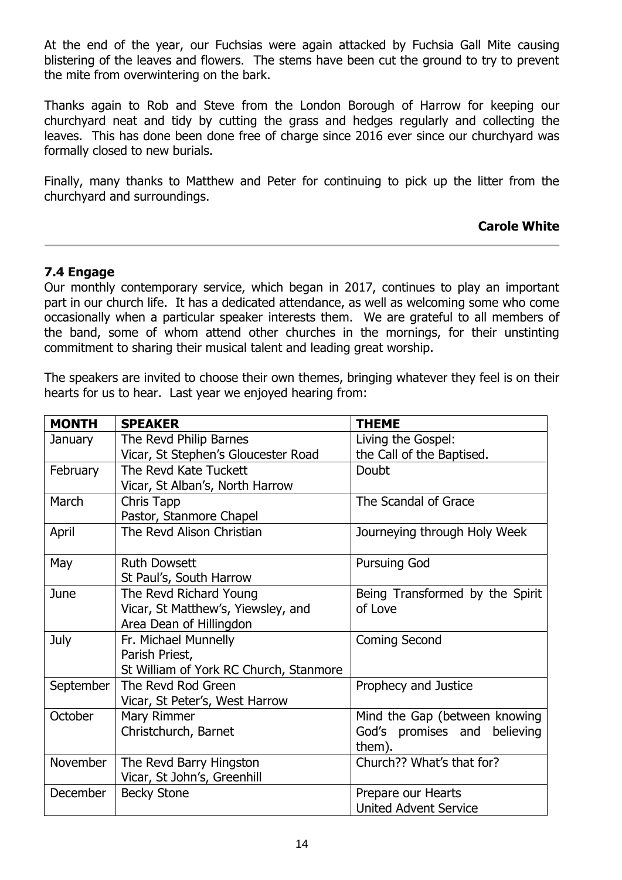At the end of the year, our Fuchsias were again attacked by Fuchsia Gall Mite causing blistering of the leaves and flowers. The stems have been cut the ground to try to prevent the mite from overwintering on the bark.

Thanks again to Rob and Steve from the London Borough of Harrow for keeping our churchyard neat and tidy by cutting the grass and hedges regularly and collecting the leaves. This has done been done free of charge since 2016 ever since our churchyard was formally closed to new burials.

Finally, many thanks to Matthew and Peter for continuing to pick up the litter from the churchyard and surroundings.

**Carole White**

---

### 7.4 Engage

Our monthly contemporary service, which began in 2017, continues to play an important part in our church life. It has a dedicated attendance, as well as welcoming some who come occasionally when a particular speaker interests them. We are grateful to all members of the band, some of whom attend other churches in the mornings, for their unstinting commitment to sharing their musical talent and leading great worship.

The speakers are invited to choose their own themes, bringing whatever they feel is on their hearts for us to hear. Last year we enjoyed hearing from:

| MONTH | SPEAKER | THEME |
|---|---|---|
| January | The Revd Philip Barnes<br>Vicar, St Stephen's Gloucester Road | Living the Gospel:<br>the Call of the Baptised. |
| February | The Revd Kate Tuckett<br>Vicar, St Alban's, North Harrow | Doubt |
| March | Chris Tapp<br>Pastor, Stanmore Chapel | The Scandal of Grace |
| April | The Revd Alison Christian | Journeying through Holy Week |
| May | Ruth Dowsett<br>St Paul's, South Harrow | Pursuing God |
| June | The Revd Richard Young<br>Vicar, St Matthew's, Yiewsley, and<br>Area Dean of Hillingdon | Being Transformed by the Spirit of Love |
| July | Fr. Michael Munnelly<br>Parish Priest,<br>St William of York RC Church, Stanmore | Coming Second |
| September | The Revd Rod Green<br>Vicar, St Peter's, West Harrow | Prophecy and Justice |
| October | Mary Rimmer<br>Christchurch, Barnet | Mind the Gap (between knowing God's promises and believing them). |
| November | The Revd Barry Hingston<br>Vicar, St John's, Greenhill | Church?? What's that for? |
| December | Becky Stone | Prepare our Hearts<br>United Advent Service |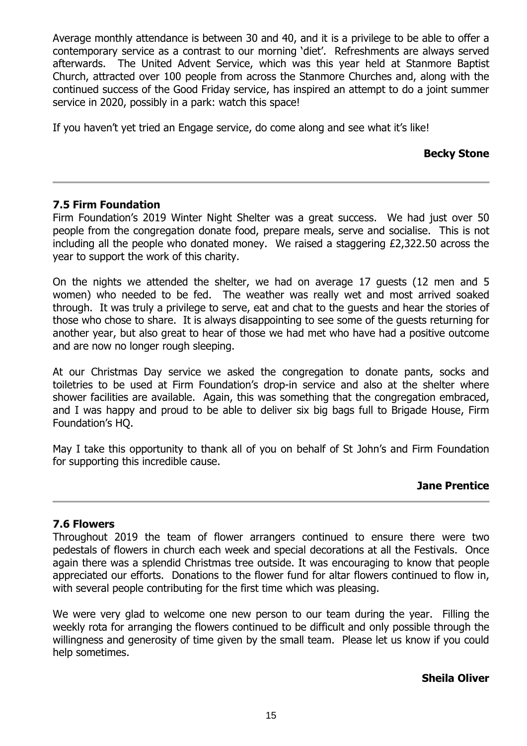Average monthly attendance is between 30 and 40, and it is a privilege to be able to offer a contemporary service as a contrast to our morning 'diet'. Refreshments are always served afterwards. The United Advent Service, which was this year held at Stanmore Baptist Church, attracted over 100 people from across the Stanmore Churches and, along with the continued success of the Good Friday service, has inspired an attempt to do a joint summer service in 2020, possibly in a park: watch this space!

If you haven't yet tried an Engage service, do come along and see what it's like!

**Becky Stone**

---

### 7.5 Firm Foundation

Firm Foundation's 2019 Winter Night Shelter was a great success. We had just over 50 people from the congregation donate food, prepare meals, serve and socialise. This is not including all the people who donated money. We raised a staggering £2,322.50 across the year to support the work of this charity.

On the nights we attended the shelter, we had on average 17 guests (12 men and 5 women) who needed to be fed. The weather was really wet and most arrived soaked through. It was truly a privilege to serve, eat and chat to the guests and hear the stories of those who chose to share. It is always disappointing to see some of the guests returning for another year, but also great to hear of those we had met who have had a positive outcome and are now no longer rough sleeping.

At our Christmas Day service we asked the congregation to donate pants, socks and toiletries to be used at Firm Foundation's drop-in service and also at the shelter where shower facilities are available. Again, this was something that the congregation embraced, and I was happy and proud to be able to deliver six big bags full to Brigade House, Firm Foundation's HQ.

May I take this opportunity to thank all of you on behalf of St John's and Firm Foundation for supporting this incredible cause.

**Jane Prentice**

---

### 7.6 Flowers

Throughout 2019 the team of flower arrangers continued to ensure there were two pedestals of flowers in church each week and special decorations at all the Festivals. Once again there was a splendid Christmas tree outside. It was encouraging to know that people appreciated our efforts. Donations to the flower fund for altar flowers continued to flow in, with several people contributing for the first time which was pleasing.

We were very glad to welcome one new person to our team during the year. Filling the weekly rota for arranging the flowers continued to be difficult and only possible through the willingness and generosity of time given by the small team. Please let us know if you could help sometimes.

**Sheila Oliver**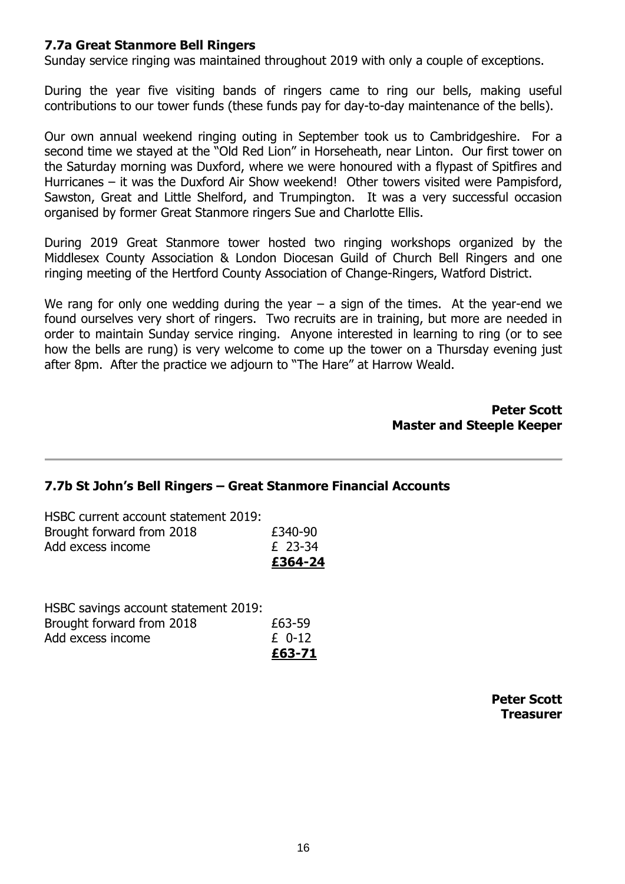### 7.7a Great Stanmore Bell Ringers

Sunday service ringing was maintained throughout 2019 with only a couple of exceptions.

During the year five visiting bands of ringers came to ring our bells, making useful contributions to our tower funds (these funds pay for day-to-day maintenance of the bells).

Our own annual weekend ringing outing in September took us to Cambridgeshire. For a second time we stayed at the "Old Red Lion" in Horseheath, near Linton. Our first tower on the Saturday morning was Duxford, where we were honoured with a flypast of Spitfires and Hurricanes – it was the Duxford Air Show weekend! Other towers visited were Pampisford, Sawston, Great and Little Shelford, and Trumpington. It was a very successful occasion organised by former Great Stanmore ringers Sue and Charlotte Ellis.

During 2019 Great Stanmore tower hosted two ringing workshops organized by the Middlesex County Association & London Diocesan Guild of Church Bell Ringers and one ringing meeting of the Hertford County Association of Change-Ringers, Watford District.

We rang for only one wedding during the year – a sign of the times. At the year-end we found ourselves very short of ringers. Two recruits are in training, but more are needed in order to maintain Sunday service ringing. Anyone interested in learning to ring (or to see how the bells are rung) is very welcome to come up the tower on a Thursday evening just after 8pm. After the practice we adjourn to "The Hare" at Harrow Weald.

**Peter Scott**
**Master and Steeple Keeper**

---

### 7.7b St John's Bell Ringers – Great Stanmore Financial Accounts

| HSBC current account statement 2019: | |
|---|---|
| Brought forward from 2018 | £340-90 |
| Add excess income | £ 23-34 |
| | **£364-24** |

| HSBC savings account statement 2019: | |
|---|---|
| Brought forward from 2018 | £63-59 |
| Add excess income | £ 0-12 |
| | **£63-71** |

**Peter Scott**
**Treasurer**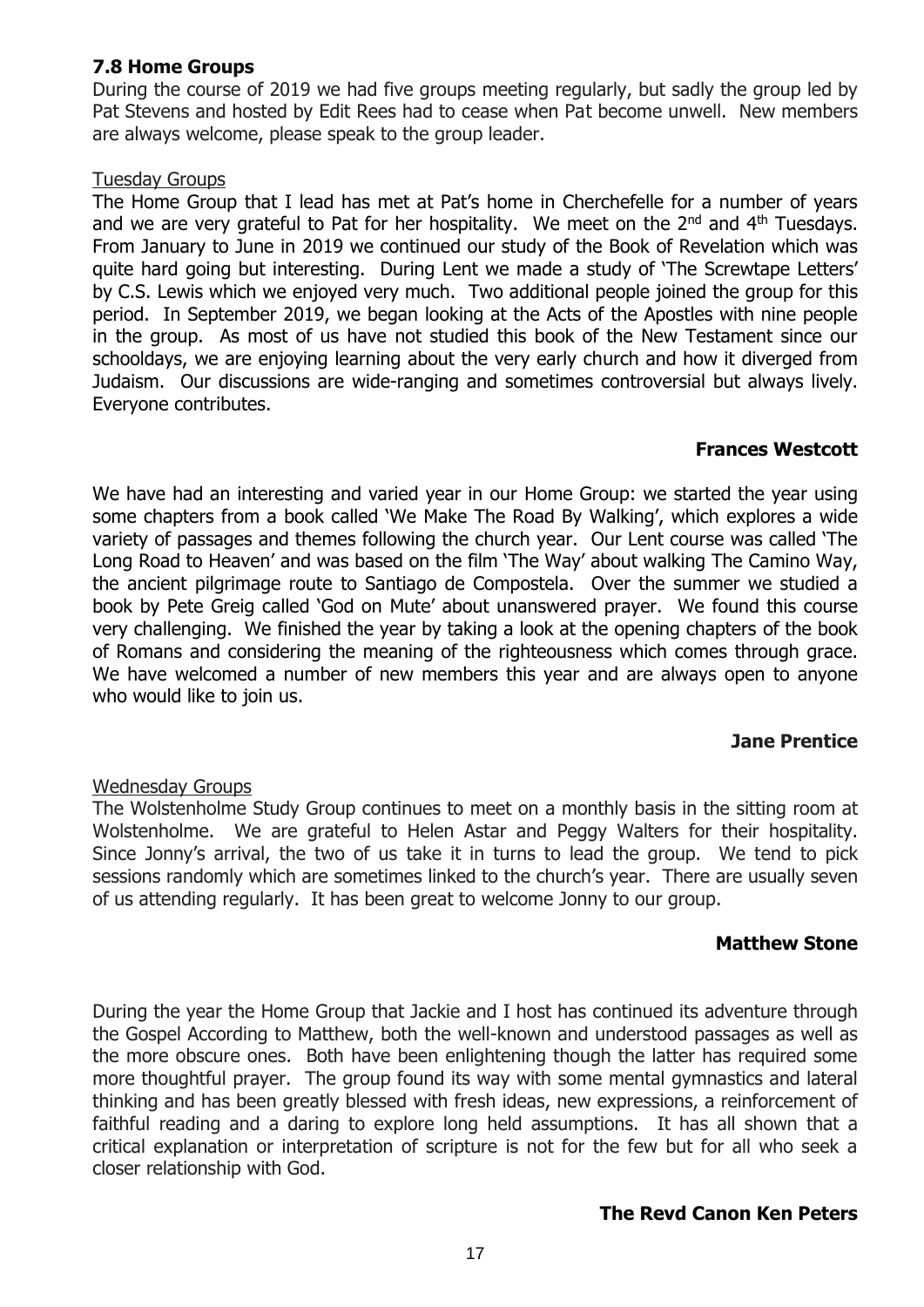## 7.8 Home Groups

During the course of 2019 we had five groups meeting regularly, but sadly the group led by Pat Stevens and hosted by Edit Rees had to cease when Pat become unwell. New members are always welcome, please speak to the group leader.

Tuesday Groups

The Home Group that I lead has met at Pat's home in Cherchefelle for a number of years and we are very grateful to Pat for her hospitality. We meet on the 2nd and 4th Tuesdays. From January to June in 2019 we continued our study of the Book of Revelation which was quite hard going but interesting. During Lent we made a study of 'The Screwtape Letters' by C.S. Lewis which we enjoyed very much. Two additional people joined the group for this period. In September 2019, we began looking at the Acts of the Apostles with nine people in the group. As most of us have not studied this book of the New Testament since our schooldays, we are enjoying learning about the very early church and how it diverged from Judaism. Our discussions are wide-ranging and sometimes controversial but always lively. Everyone contributes.

**Frances Westcott**

We have had an interesting and varied year in our Home Group: we started the year using some chapters from a book called 'We Make The Road By Walking', which explores a wide variety of passages and themes following the church year. Our Lent course was called 'The Long Road to Heaven' and was based on the film 'The Way' about walking The Camino Way, the ancient pilgrimage route to Santiago de Compostela. Over the summer we studied a book by Pete Greig called 'God on Mute' about unanswered prayer. We found this course very challenging. We finished the year by taking a look at the opening chapters of the book of Romans and considering the meaning of the righteousness which comes through grace. We have welcomed a number of new members this year and are always open to anyone who would like to join us.

**Jane Prentice**

Wednesday Groups

The Wolstenholme Study Group continues to meet on a monthly basis in the sitting room at Wolstenholme. We are grateful to Helen Astar and Peggy Walters for their hospitality. Since Jonny's arrival, the two of us take it in turns to lead the group. We tend to pick sessions randomly which are sometimes linked to the church's year. There are usually seven of us attending regularly. It has been great to welcome Jonny to our group.

**Matthew Stone**

During the year the Home Group that Jackie and I host has continued its adventure through the Gospel According to Matthew, both the well-known and understood passages as well as the more obscure ones. Both have been enlightening though the latter has required some more thoughtful prayer. The group found its way with some mental gymnastics and lateral thinking and has been greatly blessed with fresh ideas, new expressions, a reinforcement of faithful reading and a daring to explore long held assumptions. It has all shown that a critical explanation or interpretation of scripture is not for the few but for all who seek a closer relationship with God.

**The Revd Canon Ken Peters**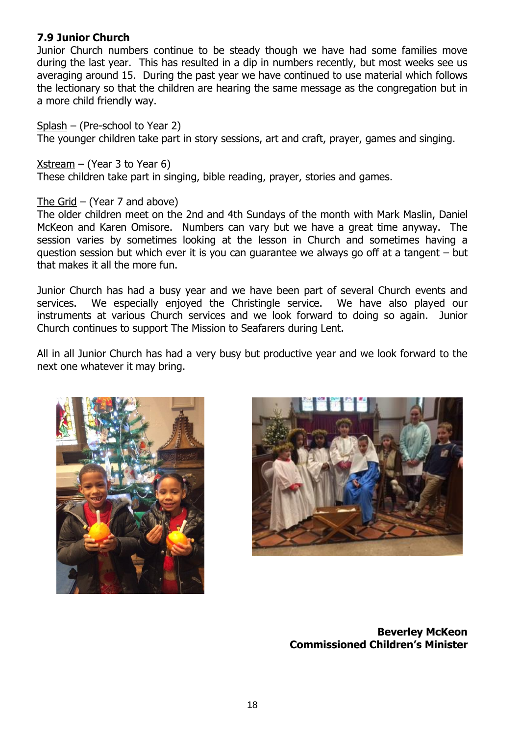### 7.9 Junior Church

Junior Church numbers continue to be steady though we have had some families move during the last year. This has resulted in a dip in numbers recently, but most weeks see us averaging around 15. During the past year we have continued to use material which follows the lectionary so that the children are hearing the same message as the congregation but in a more child friendly way.

Splash – (Pre-school to Year 2)
The younger children take part in story sessions, art and craft, prayer, games and singing.

Xstream – (Year 3 to Year 6)
These children take part in singing, bible reading, prayer, stories and games.

The Grid – (Year 7 and above)
The older children meet on the 2nd and 4th Sundays of the month with Mark Maslin, Daniel McKeon and Karen Omisore. Numbers can vary but we have a great time anyway. The session varies by sometimes looking at the lesson in Church and sometimes having a question session but which ever it is you can guarantee we always go off at a tangent – but that makes it all the more fun.

Junior Church has had a busy year and we have been part of several Church events and services. We especially enjoyed the Christingle service. We have also played our instruments at various Church services and we look forward to doing so again. Junior Church continues to support The Mission to Seafarers during Lent.

All in all Junior Church has had a very busy but productive year and we look forward to the next one whatever it may bring.

**Beverley McKeon**
**Commissioned Children's Minister**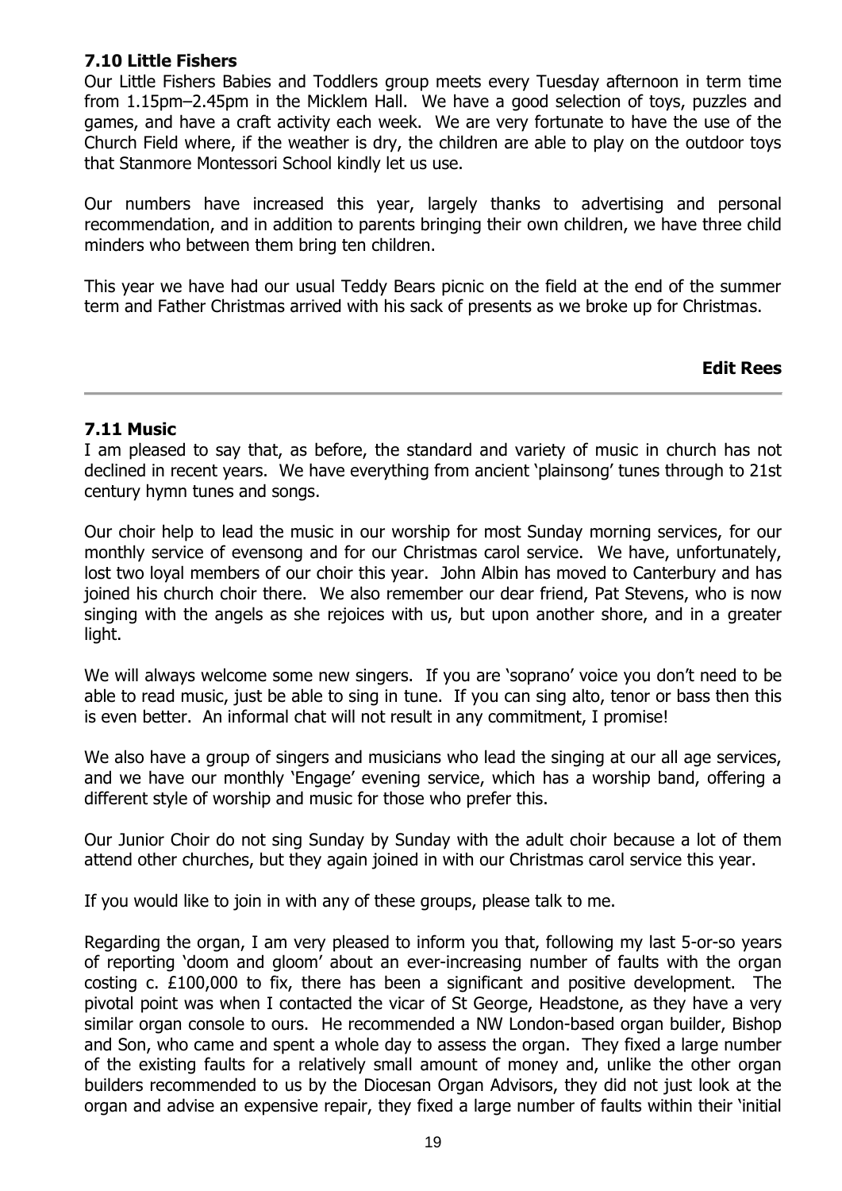### 7.10 Little Fishers

Our Little Fishers Babies and Toddlers group meets every Tuesday afternoon in term time from 1.15pm–2.45pm in the Micklem Hall. We have a good selection of toys, puzzles and games, and have a craft activity each week. We are very fortunate to have the use of the Church Field where, if the weather is dry, the children are able to play on the outdoor toys that Stanmore Montessori School kindly let us use.

Our numbers have increased this year, largely thanks to advertising and personal recommendation, and in addition to parents bringing their own children, we have three child minders who between them bring ten children.

This year we have had our usual Teddy Bears picnic on the field at the end of the summer term and Father Christmas arrived with his sack of presents as we broke up for Christmas.

**Edit Rees**

---

### 7.11 Music

I am pleased to say that, as before, the standard and variety of music in church has not declined in recent years. We have everything from ancient 'plainsong' tunes through to 21st century hymn tunes and songs.

Our choir help to lead the music in our worship for most Sunday morning services, for our monthly service of evensong and for our Christmas carol service. We have, unfortunately, lost two loyal members of our choir this year. John Albin has moved to Canterbury and has joined his church choir there. We also remember our dear friend, Pat Stevens, who is now singing with the angels as she rejoices with us, but upon another shore, and in a greater light.

We will always welcome some new singers. If you are 'soprano' voice you don't need to be able to read music, just be able to sing in tune. If you can sing alto, tenor or bass then this is even better. An informal chat will not result in any commitment, I promise!

We also have a group of singers and musicians who lead the singing at our all age services, and we have our monthly 'Engage' evening service, which has a worship band, offering a different style of worship and music for those who prefer this.

Our Junior Choir do not sing Sunday by Sunday with the adult choir because a lot of them attend other churches, but they again joined in with our Christmas carol service this year.

If you would like to join in with any of these groups, please talk to me.

Regarding the organ, I am very pleased to inform you that, following my last 5-or-so years of reporting 'doom and gloom' about an ever-increasing number of faults with the organ costing c. £100,000 to fix, there has been a significant and positive development. The pivotal point was when I contacted the vicar of St George, Headstone, as they have a very similar organ console to ours. He recommended a NW London-based organ builder, Bishop and Son, who came and spent a whole day to assess the organ. They fixed a large number of the existing faults for a relatively small amount of money and, unlike the other organ builders recommended to us by the Diocesan Organ Advisors, they did not just look at the organ and advise an expensive repair, they fixed a large number of faults within their 'initial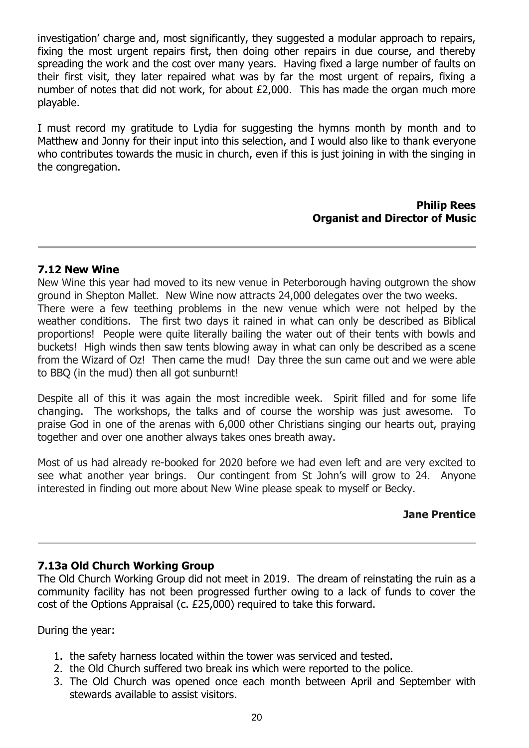investigation' charge and, most significantly, they suggested a modular approach to repairs, fixing the most urgent repairs first, then doing other repairs in due course, and thereby spreading the work and the cost over many years. Having fixed a large number of faults on their first visit, they later repaired what was by far the most urgent of repairs, fixing a number of notes that did not work, for about £2,000. This has made the organ much more playable.

I must record my gratitude to Lydia for suggesting the hymns month by month and to Matthew and Jonny for their input into this selection, and I would also like to thank everyone who contributes towards the music in church, even if this is just joining in with the singing in the congregation.

**Philip Rees**
**Organist and Director of Music**

---

### 7.12 New Wine

New Wine this year had moved to its new venue in Peterborough having outgrown the show ground in Shepton Mallet. New Wine now attracts 24,000 delegates over the two weeks. There were a few teething problems in the new venue which were not helped by the weather conditions. The first two days it rained in what can only be described as Biblical proportions! People were quite literally bailing the water out of their tents with bowls and buckets! High winds then saw tents blowing away in what can only be described as a scene from the Wizard of Oz! Then came the mud! Day three the sun came out and we were able to BBQ (in the mud) then all got sunburnt!

Despite all of this it was again the most incredible week. Spirit filled and for some life changing. The workshops, the talks and of course the worship was just awesome. To praise God in one of the arenas with 6,000 other Christians singing our hearts out, praying together and over one another always takes ones breath away.

Most of us had already re-booked for 2020 before we had even left and are very excited to see what another year brings. Our contingent from St John's will grow to 24. Anyone interested in finding out more about New Wine please speak to myself or Becky.

**Jane Prentice**

---

### 7.13a Old Church Working Group

The Old Church Working Group did not meet in 2019. The dream of reinstating the ruin as a community facility has not been progressed further owing to a lack of funds to cover the cost of the Options Appraisal (c. £25,000) required to take this forward.

During the year:

1. the safety harness located within the tower was serviced and tested.
2. the Old Church suffered two break ins which were reported to the police.
3. The Old Church was opened once each month between April and September with stewards available to assist visitors.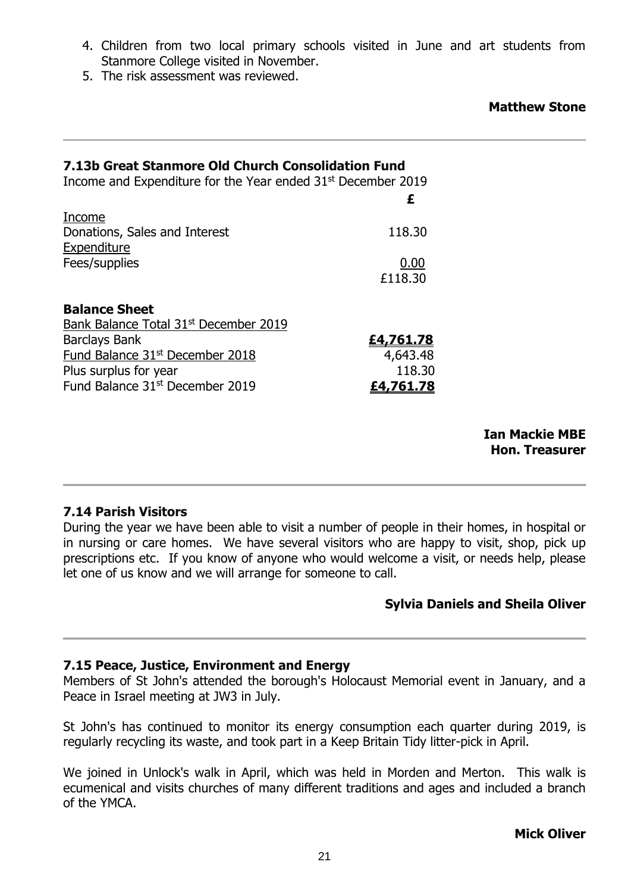4. Children from two local primary schools visited in June and art students from Stanmore College visited in November.
5. The risk assessment was reviewed.

**Matthew Stone**

---

### 7.13b Great Stanmore Old Church Consolidation Fund

Income and Expenditure for the Year ended 31st December 2019

| | £ |
|---|---|
| Income | |
| Donations, Sales and Interest | 118.30 |
| Expenditure | |
| Fees/supplies | 0.00 |
| | £118.30 |

**Balance Sheet**

| | |
|---|---|
| Bank Balance Total 31st December 2019 | |
| Barclays Bank | **£4,761.78** |
| Fund Balance 31st December 2018 | 4,643.48 |
| Plus surplus for year | 118.30 |
| Fund Balance 31st December 2019 | **£4,761.78** |

**Ian Mackie MBE**
**Hon. Treasurer**

---

### 7.14 Parish Visitors

During the year we have been able to visit a number of people in their homes, in hospital or in nursing or care homes. We have several visitors who are happy to visit, shop, pick up prescriptions etc. If you know of anyone who would welcome a visit, or needs help, please let one of us know and we will arrange for someone to call.

**Sylvia Daniels and Sheila Oliver**

---

### 7.15 Peace, Justice, Environment and Energy

Members of St John's attended the borough's Holocaust Memorial event in January, and a Peace in Israel meeting at JW3 in July.

St John's has continued to monitor its energy consumption each quarter during 2019, is regularly recycling its waste, and took part in a Keep Britain Tidy litter-pick in April.

We joined in Unlock's walk in April, which was held in Morden and Merton. This walk is ecumenical and visits churches of many different traditions and ages and included a branch of the YMCA.

**Mick Oliver**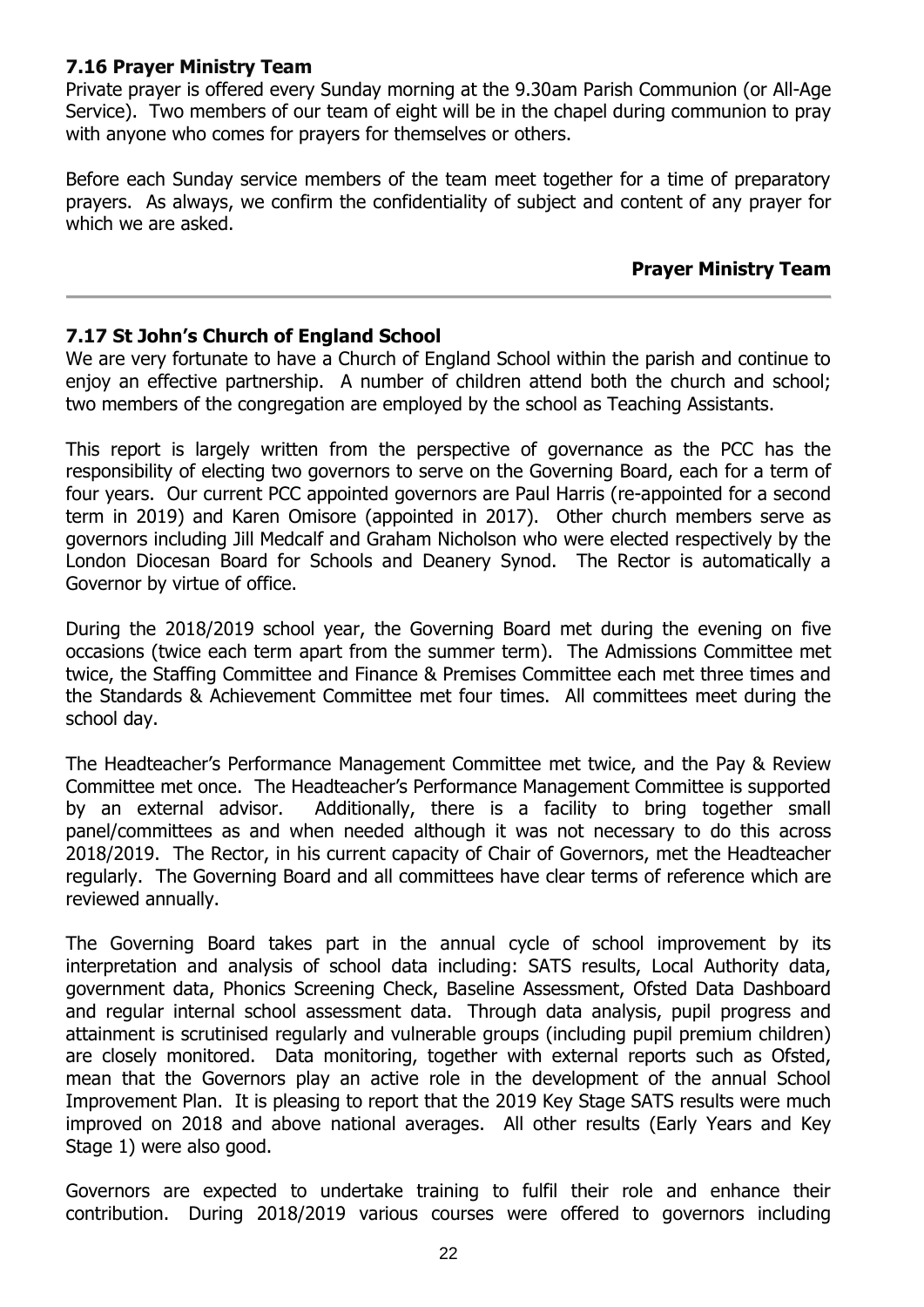### 7.16 Prayer Ministry Team

Private prayer is offered every Sunday morning at the 9.30am Parish Communion (or All-Age Service). Two members of our team of eight will be in the chapel during communion to pray with anyone who comes for prayers for themselves or others.

Before each Sunday service members of the team meet together for a time of preparatory prayers. As always, we confirm the confidentiality of subject and content of any prayer for which we are asked.

**Prayer Ministry Team**

---

### 7.17 St John's Church of England School

We are very fortunate to have a Church of England School within the parish and continue to enjoy an effective partnership. A number of children attend both the church and school; two members of the congregation are employed by the school as Teaching Assistants.

This report is largely written from the perspective of governance as the PCC has the responsibility of electing two governors to serve on the Governing Board, each for a term of four years. Our current PCC appointed governors are Paul Harris (re-appointed for a second term in 2019) and Karen Omisore (appointed in 2017). Other church members serve as governors including Jill Medcalf and Graham Nicholson who were elected respectively by the London Diocesan Board for Schools and Deanery Synod. The Rector is automatically a Governor by virtue of office.

During the 2018/2019 school year, the Governing Board met during the evening on five occasions (twice each term apart from the summer term). The Admissions Committee met twice, the Staffing Committee and Finance & Premises Committee each met three times and the Standards & Achievement Committee met four times. All committees meet during the school day.

The Headteacher's Performance Management Committee met twice, and the Pay & Review Committee met once. The Headteacher's Performance Management Committee is supported by an external advisor. Additionally, there is a facility to bring together small panel/committees as and when needed although it was not necessary to do this across 2018/2019. The Rector, in his current capacity of Chair of Governors, met the Headteacher regularly. The Governing Board and all committees have clear terms of reference which are reviewed annually.

The Governing Board takes part in the annual cycle of school improvement by its interpretation and analysis of school data including: SATS results, Local Authority data, government data, Phonics Screening Check, Baseline Assessment, Ofsted Data Dashboard and regular internal school assessment data. Through data analysis, pupil progress and attainment is scrutinised regularly and vulnerable groups (including pupil premium children) are closely monitored. Data monitoring, together with external reports such as Ofsted, mean that the Governors play an active role in the development of the annual School Improvement Plan. It is pleasing to report that the 2019 Key Stage SATS results were much improved on 2018 and above national averages. All other results (Early Years and Key Stage 1) were also good.

Governors are expected to undertake training to fulfil their role and enhance their contribution. During 2018/2019 various courses were offered to governors including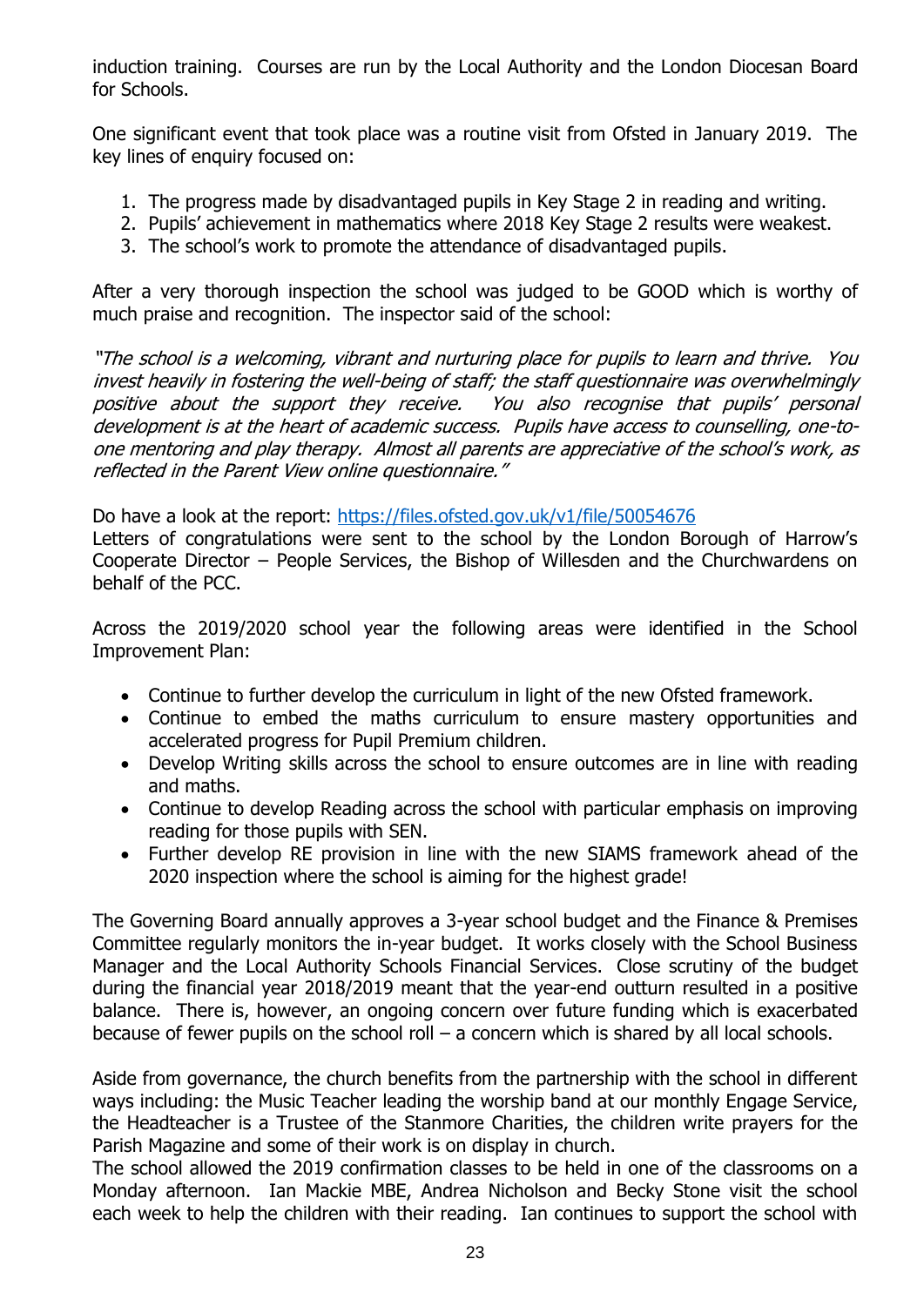induction training. Courses are run by the Local Authority and the London Diocesan Board for Schools.

One significant event that took place was a routine visit from Ofsted in January 2019. The key lines of enquiry focused on:

1. The progress made by disadvantaged pupils in Key Stage 2 in reading and writing.
2. Pupils' achievement in mathematics where 2018 Key Stage 2 results were weakest.
3. The school's work to promote the attendance of disadvantaged pupils.

After a very thorough inspection the school was judged to be GOOD which is worthy of much praise and recognition. The inspector said of the school:

*"The school is a welcoming, vibrant and nurturing place for pupils to learn and thrive. You invest heavily in fostering the well-being of staff; the staff questionnaire was overwhelmingly positive about the support they receive. You also recognise that pupils' personal development is at the heart of academic success. Pupils have access to counselling, one-to-one mentoring and play therapy. Almost all parents are appreciative of the school's work, as reflected in the Parent View online questionnaire."*

Do have a look at the report: [https://files.ofsted.gov.uk/v1/file/50054676](https://files.ofsted.gov.uk/v1/file/50054676)
Letters of congratulations were sent to the school by the London Borough of Harrow's Cooperate Director – People Services, the Bishop of Willesden and the Churchwardens on behalf of the PCC.

Across the 2019/2020 school year the following areas were identified in the School Improvement Plan:

- Continue to further develop the curriculum in light of the new Ofsted framework.
- Continue to embed the maths curriculum to ensure mastery opportunities and accelerated progress for Pupil Premium children.
- Develop Writing skills across the school to ensure outcomes are in line with reading and maths.
- Continue to develop Reading across the school with particular emphasis on improving reading for those pupils with SEN.
- Further develop RE provision in line with the new SIAMS framework ahead of the 2020 inspection where the school is aiming for the highest grade!

The Governing Board annually approves a 3-year school budget and the Finance & Premises Committee regularly monitors the in-year budget. It works closely with the School Business Manager and the Local Authority Schools Financial Services. Close scrutiny of the budget during the financial year 2018/2019 meant that the year-end outturn resulted in a positive balance. There is, however, an ongoing concern over future funding which is exacerbated because of fewer pupils on the school roll – a concern which is shared by all local schools.

Aside from governance, the church benefits from the partnership with the school in different ways including: the Music Teacher leading the worship band at our monthly Engage Service, the Headteacher is a Trustee of the Stanmore Charities, the children write prayers for the Parish Magazine and some of their work is on display in church.
The school allowed the 2019 confirmation classes to be held in one of the classrooms on a Monday afternoon. Ian Mackie MBE, Andrea Nicholson and Becky Stone visit the school each week to help the children with their reading. Ian continues to support the school with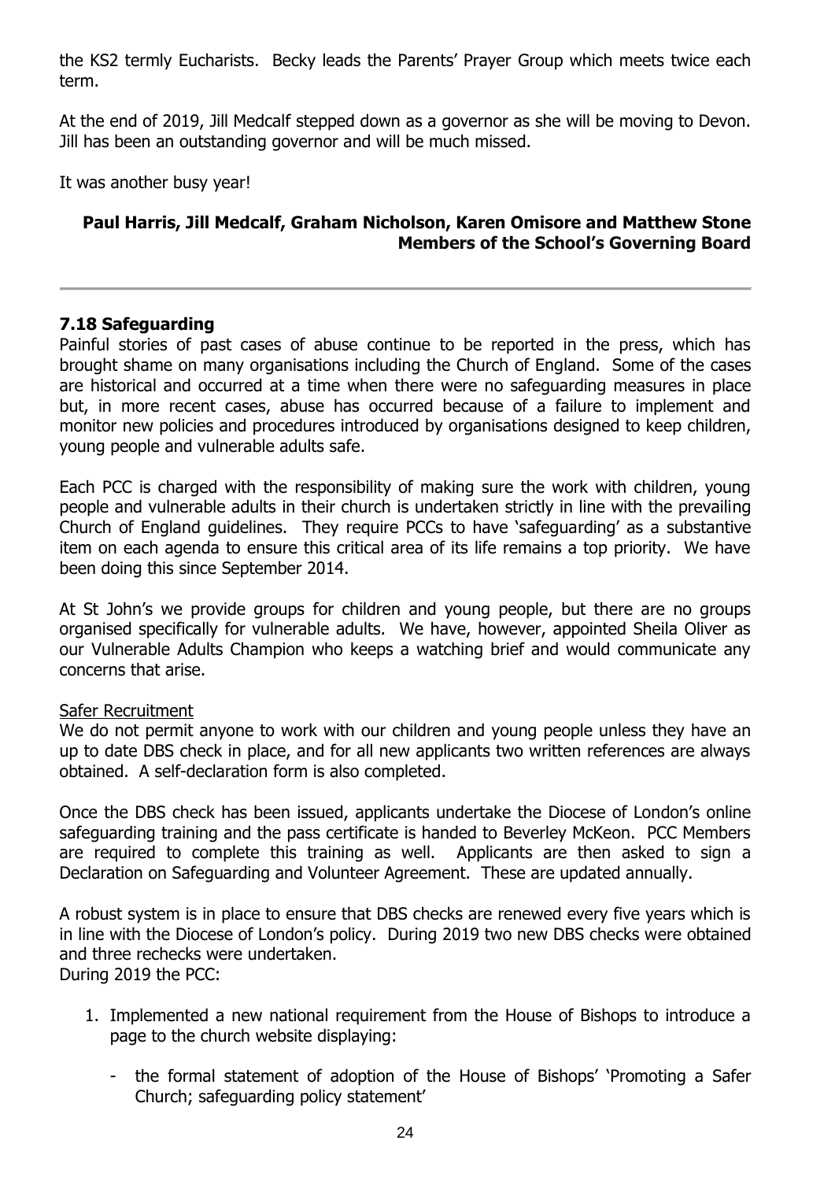the KS2 termly Eucharists. Becky leads the Parents' Prayer Group which meets twice each term.

At the end of 2019, Jill Medcalf stepped down as a governor as she will be moving to Devon. Jill has been an outstanding governor and will be much missed.

It was another busy year!

**Paul Harris, Jill Medcalf, Graham Nicholson, Karen Omisore and Matthew Stone**
**Members of the School's Governing Board**

---

### 7.18 Safeguarding

Painful stories of past cases of abuse continue to be reported in the press, which has brought shame on many organisations including the Church of England. Some of the cases are historical and occurred at a time when there were no safeguarding measures in place but, in more recent cases, abuse has occurred because of a failure to implement and monitor new policies and procedures introduced by organisations designed to keep children, young people and vulnerable adults safe.

Each PCC is charged with the responsibility of making sure the work with children, young people and vulnerable adults in their church is undertaken strictly in line with the prevailing Church of England guidelines. They require PCCs to have 'safeguarding' as a substantive item on each agenda to ensure this critical area of its life remains a top priority. We have been doing this since September 2014.

At St John's we provide groups for children and young people, but there are no groups organised specifically for vulnerable adults. We have, however, appointed Sheila Oliver as our Vulnerable Adults Champion who keeps a watching brief and would communicate any concerns that arise.

Safer Recruitment

We do not permit anyone to work with our children and young people unless they have an up to date DBS check in place, and for all new applicants two written references are always obtained. A self-declaration form is also completed.

Once the DBS check has been issued, applicants undertake the Diocese of London's online safeguarding training and the pass certificate is handed to Beverley McKeon. PCC Members are required to complete this training as well. Applicants are then asked to sign a Declaration on Safeguarding and Volunteer Agreement. These are updated annually.

A robust system is in place to ensure that DBS checks are renewed every five years which is in line with the Diocese of London's policy. During 2019 two new DBS checks were obtained and three rechecks were undertaken.
During 2019 the PCC:

1. Implemented a new national requirement from the House of Bishops to introduce a page to the church website displaying:

   - the formal statement of adoption of the House of Bishops' 'Promoting a Safer Church; safeguarding policy statement'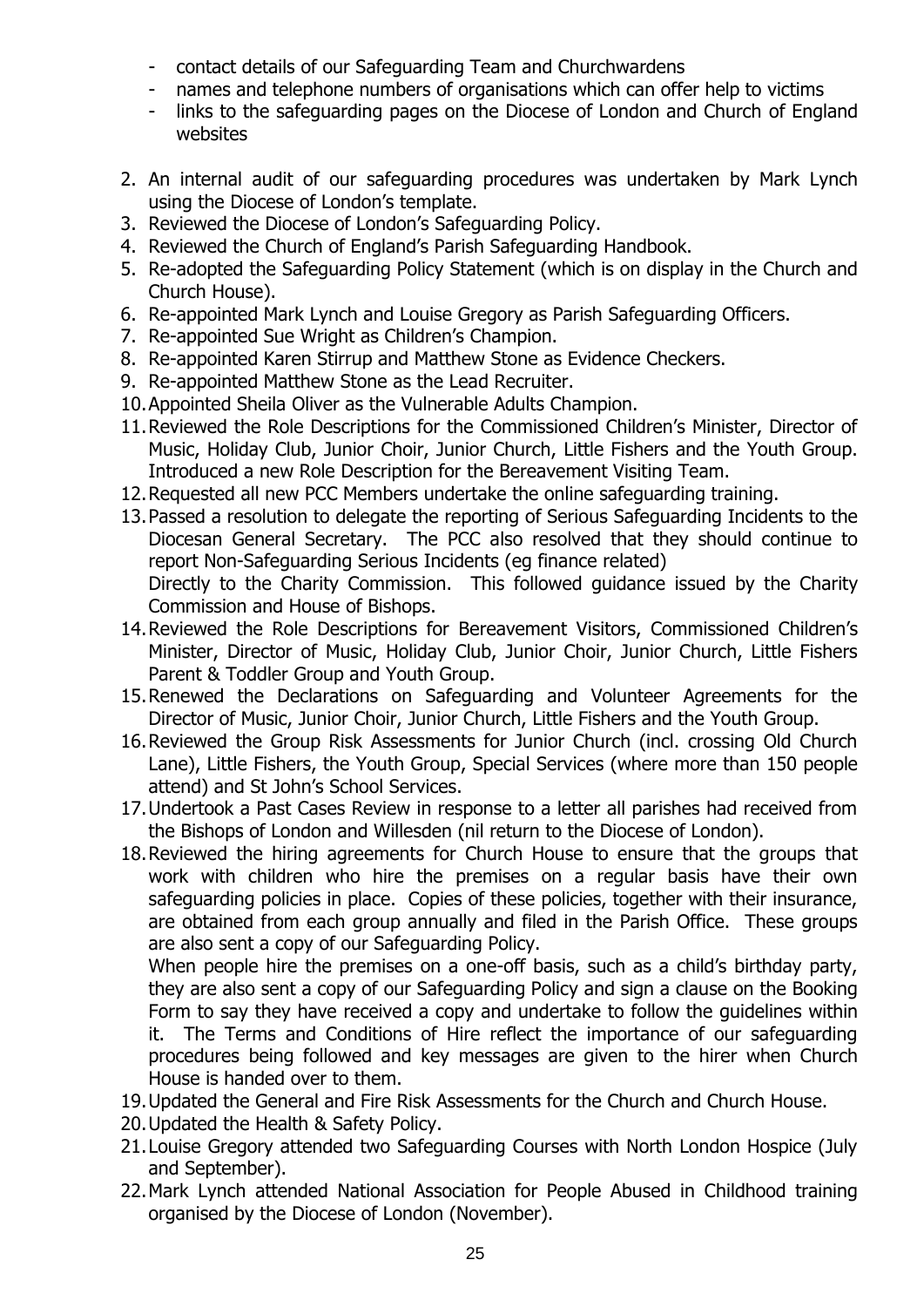- contact details of our Safeguarding Team and Churchwardens
- names and telephone numbers of organisations which can offer help to victims
- links to the safeguarding pages on the Diocese of London and Church of England websites

2. An internal audit of our safeguarding procedures was undertaken by Mark Lynch using the Diocese of London's template.
3. Reviewed the Diocese of London's Safeguarding Policy.
4. Reviewed the Church of England's Parish Safeguarding Handbook.
5. Re-adopted the Safeguarding Policy Statement (which is on display in the Church and Church House).
6. Re-appointed Mark Lynch and Louise Gregory as Parish Safeguarding Officers.
7. Re-appointed Sue Wright as Children's Champion.
8. Re-appointed Karen Stirrup and Matthew Stone as Evidence Checkers.
9. Re-appointed Matthew Stone as the Lead Recruiter.
10. Appointed Sheila Oliver as the Vulnerable Adults Champion.
11. Reviewed the Role Descriptions for the Commissioned Children's Minister, Director of Music, Holiday Club, Junior Choir, Junior Church, Little Fishers and the Youth Group. Introduced a new Role Description for the Bereavement Visiting Team.
12. Requested all new PCC Members undertake the online safeguarding training.
13. Passed a resolution to delegate the reporting of Serious Safeguarding Incidents to the Diocesan General Secretary. The PCC also resolved that they should continue to report Non-Safeguarding Serious Incidents (eg finance related)
    Directly to the Charity Commission. This followed guidance issued by the Charity Commission and House of Bishops.
14. Reviewed the Role Descriptions for Bereavement Visitors, Commissioned Children's Minister, Director of Music, Holiday Club, Junior Choir, Junior Church, Little Fishers Parent & Toddler Group and Youth Group.
15. Renewed the Declarations on Safeguarding and Volunteer Agreements for the Director of Music, Junior Choir, Junior Church, Little Fishers and the Youth Group.
16. Reviewed the Group Risk Assessments for Junior Church (incl. crossing Old Church Lane), Little Fishers, the Youth Group, Special Services (where more than 150 people attend) and St John's School Services.
17. Undertook a Past Cases Review in response to a letter all parishes had received from the Bishops of London and Willesden (nil return to the Diocese of London).
18. Reviewed the hiring agreements for Church House to ensure that the groups that work with children who hire the premises on a regular basis have their own safeguarding policies in place. Copies of these policies, together with their insurance, are obtained from each group annually and filed in the Parish Office. These groups are also sent a copy of our Safeguarding Policy.
    When people hire the premises on a one-off basis, such as a child's birthday party, they are also sent a copy of our Safeguarding Policy and sign a clause on the Booking Form to say they have received a copy and undertake to follow the guidelines within it. The Terms and Conditions of Hire reflect the importance of our safeguarding procedures being followed and key messages are given to the hirer when Church House is handed over to them.
19. Updated the General and Fire Risk Assessments for the Church and Church House.
20. Updated the Health & Safety Policy.
21. Louise Gregory attended two Safeguarding Courses with North London Hospice (July and September).
22. Mark Lynch attended National Association for People Abused in Childhood training organised by the Diocese of London (November).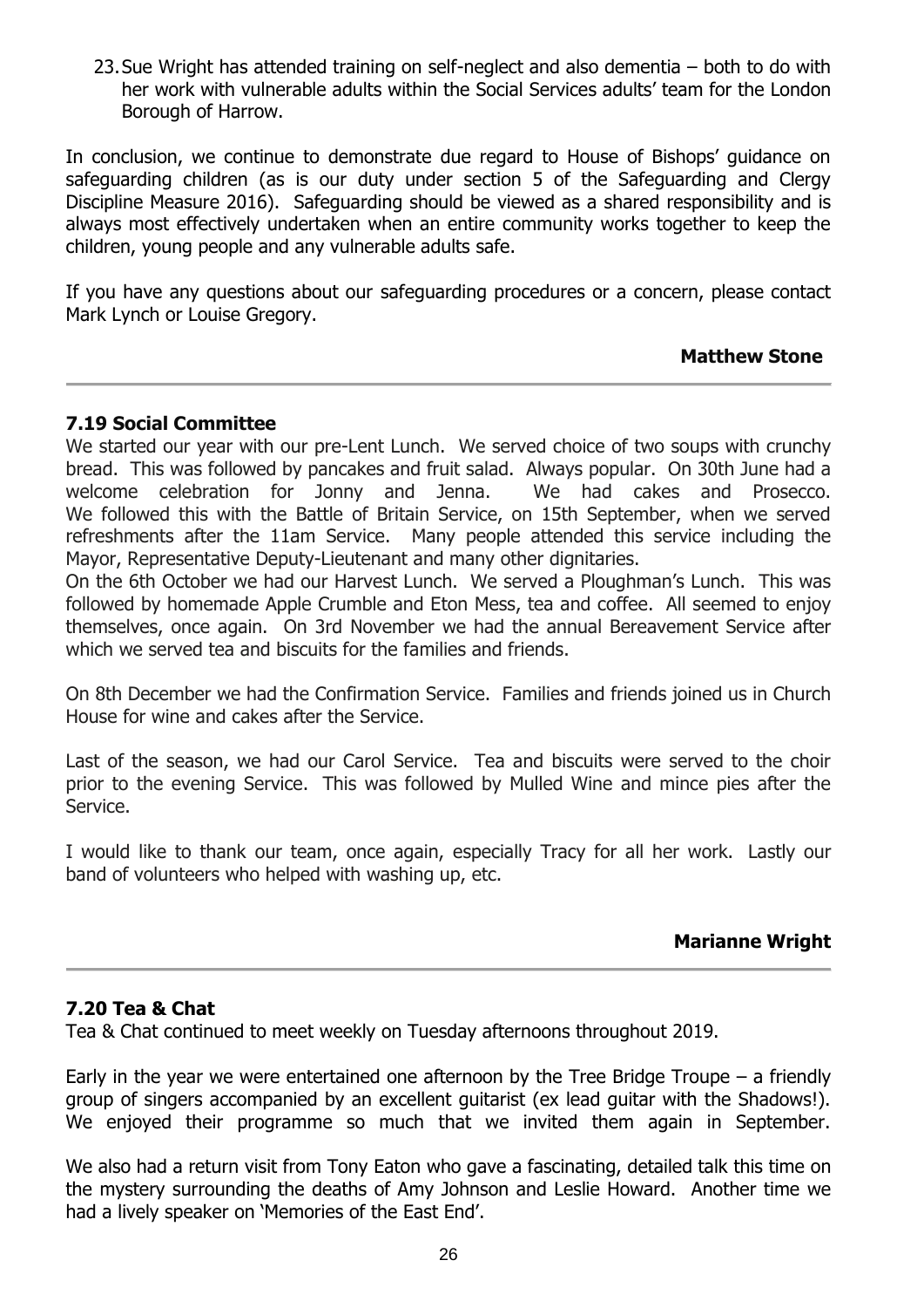23. Sue Wright has attended training on self-neglect and also dementia – both to do with her work with vulnerable adults within the Social Services adults' team for the London Borough of Harrow.

In conclusion, we continue to demonstrate due regard to House of Bishops' guidance on safeguarding children (as is our duty under section 5 of the Safeguarding and Clergy Discipline Measure 2016). Safeguarding should be viewed as a shared responsibility and is always most effectively undertaken when an entire community works together to keep the children, young people and any vulnerable adults safe.

If you have any questions about our safeguarding procedures or a concern, please contact Mark Lynch or Louise Gregory.

**Matthew Stone**

---

### 7.19 Social Committee

We started our year with our pre-Lent Lunch. We served choice of two soups with crunchy bread. This was followed by pancakes and fruit salad. Always popular. On 30th June had a welcome celebration for Jonny and Jenna. We had cakes and Prosecco. We followed this with the Battle of Britain Service, on 15th September, when we served refreshments after the 11am Service. Many people attended this service including the Mayor, Representative Deputy-Lieutenant and many other dignitaries.

On the 6th October we had our Harvest Lunch. We served a Ploughman's Lunch. This was followed by homemade Apple Crumble and Eton Mess, tea and coffee. All seemed to enjoy themselves, once again. On 3rd November we had the annual Bereavement Service after which we served tea and biscuits for the families and friends.

On 8th December we had the Confirmation Service. Families and friends joined us in Church House for wine and cakes after the Service.

Last of the season, we had our Carol Service. Tea and biscuits were served to the choir prior to the evening Service. This was followed by Mulled Wine and mince pies after the Service.

I would like to thank our team, once again, especially Tracy for all her work. Lastly our band of volunteers who helped with washing up, etc.

**Marianne Wright**

---

### 7.20 Tea & Chat

Tea & Chat continued to meet weekly on Tuesday afternoons throughout 2019.

Early in the year we were entertained one afternoon by the Tree Bridge Troupe – a friendly group of singers accompanied by an excellent guitarist (ex lead guitar with the Shadows!). We enjoyed their programme so much that we invited them again in September.

We also had a return visit from Tony Eaton who gave a fascinating, detailed talk this time on the mystery surrounding the deaths of Amy Johnson and Leslie Howard. Another time we had a lively speaker on 'Memories of the East End'.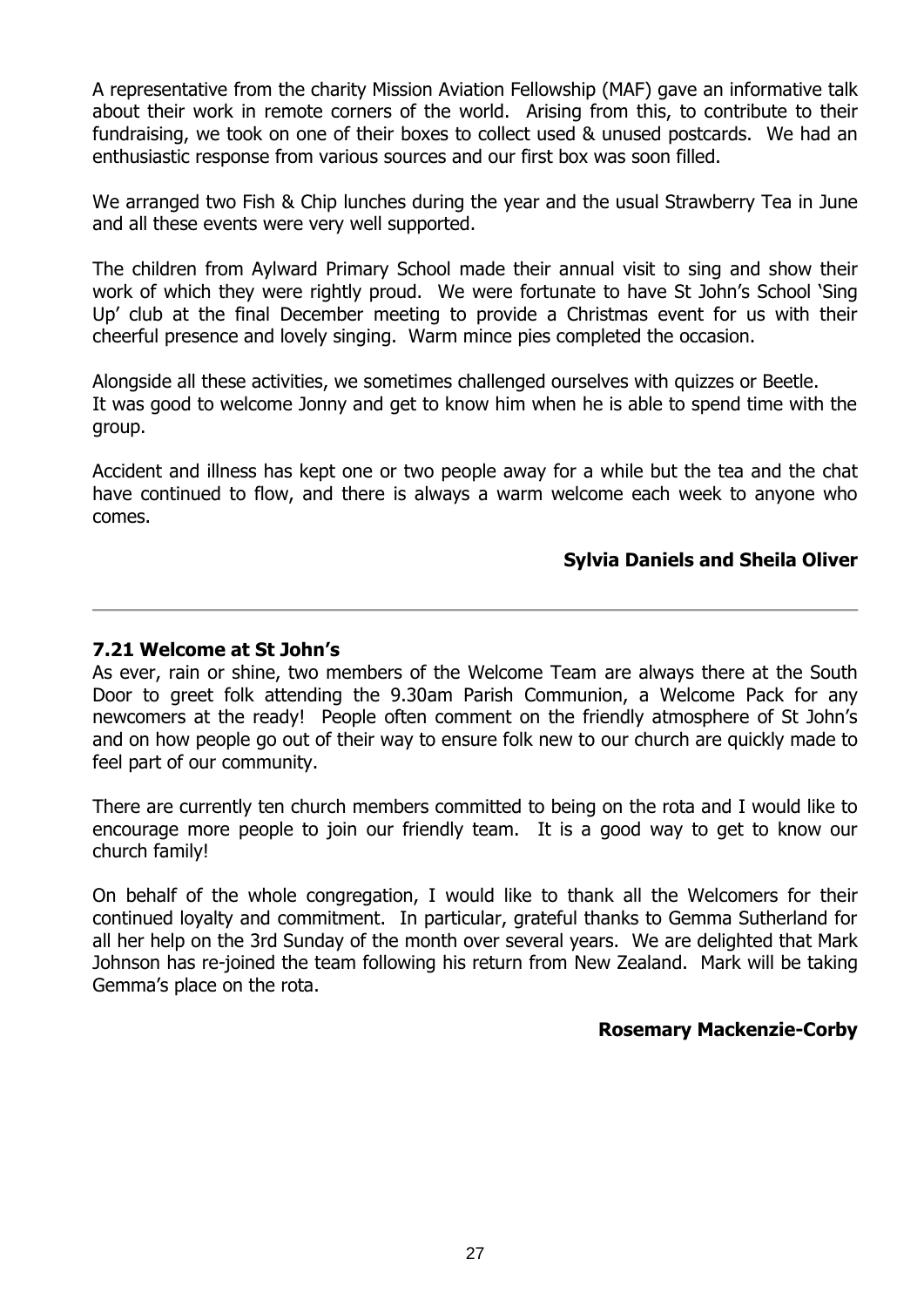A representative from the charity Mission Aviation Fellowship (MAF) gave an informative talk about their work in remote corners of the world. Arising from this, to contribute to their fundraising, we took on one of their boxes to collect used & unused postcards. We had an enthusiastic response from various sources and our first box was soon filled.

We arranged two Fish & Chip lunches during the year and the usual Strawberry Tea in June and all these events were very well supported.

The children from Aylward Primary School made their annual visit to sing and show their work of which they were rightly proud. We were fortunate to have St John's School 'Sing Up' club at the final December meeting to provide a Christmas event for us with their cheerful presence and lovely singing. Warm mince pies completed the occasion.

Alongside all these activities, we sometimes challenged ourselves with quizzes or Beetle.
It was good to welcome Jonny and get to know him when he is able to spend time with the group.

Accident and illness has kept one or two people away for a while but the tea and the chat have continued to flow, and there is always a warm welcome each week to anyone who comes.

**Sylvia Daniels and Sheila Oliver**

---

### 7.21 Welcome at St John's

As ever, rain or shine, two members of the Welcome Team are always there at the South Door to greet folk attending the 9.30am Parish Communion, a Welcome Pack for any newcomers at the ready! People often comment on the friendly atmosphere of St John's and on how people go out of their way to ensure folk new to our church are quickly made to feel part of our community.

There are currently ten church members committed to being on the rota and I would like to encourage more people to join our friendly team. It is a good way to get to know our church family!

On behalf of the whole congregation, I would like to thank all the Welcomers for their continued loyalty and commitment. In particular, grateful thanks to Gemma Sutherland for all her help on the 3rd Sunday of the month over several years. We are delighted that Mark Johnson has re-joined the team following his return from New Zealand. Mark will be taking Gemma's place on the rota.

**Rosemary Mackenzie-Corby**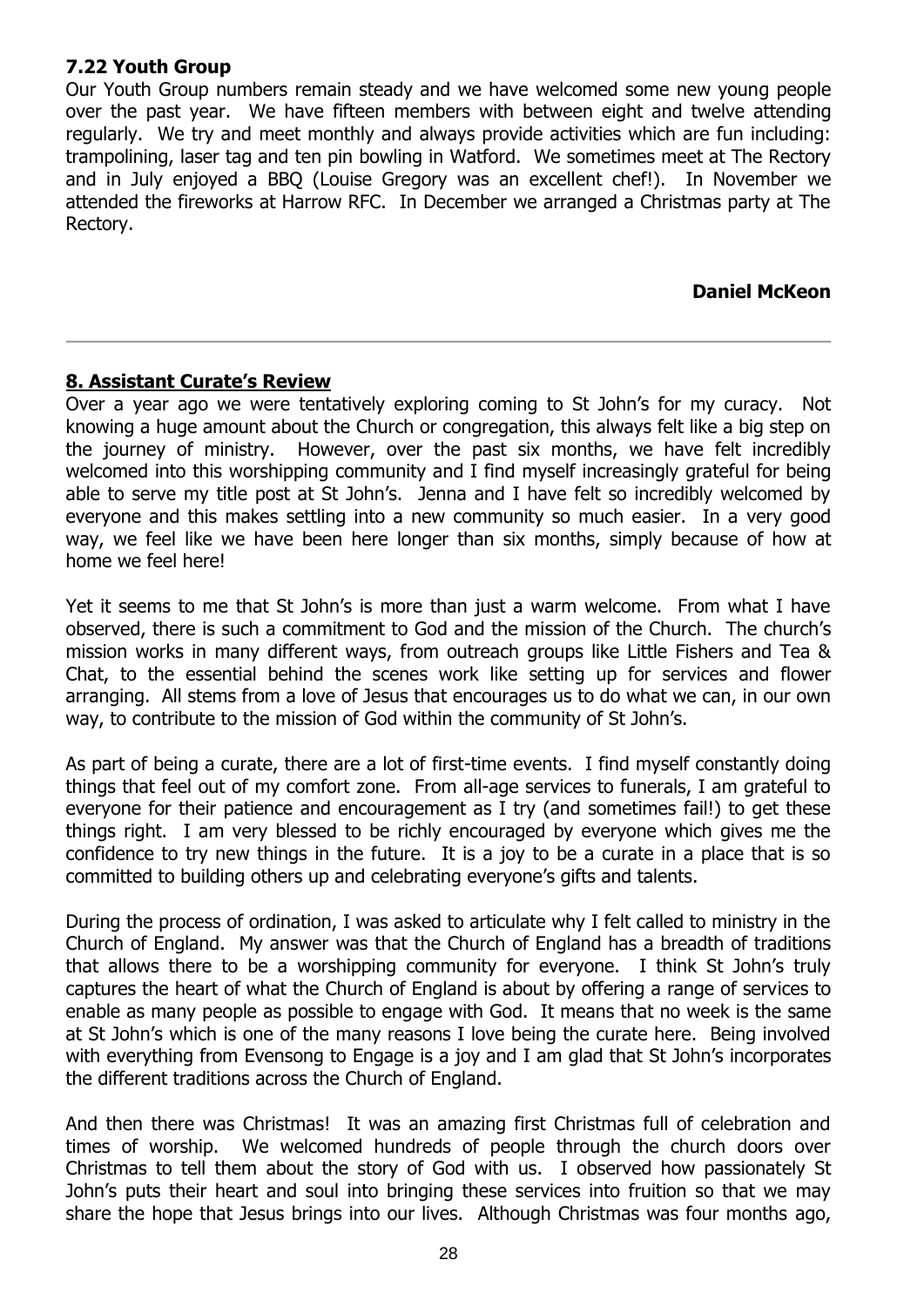### 7.22 Youth Group

Our Youth Group numbers remain steady and we have welcomed some new young people over the past year. We have fifteen members with between eight and twelve attending regularly. We try and meet monthly and always provide activities which are fun including: trampolining, laser tag and ten pin bowling in Watford. We sometimes meet at The Rectory and in July enjoyed a BBQ (Louise Gregory was an excellent chef!). In November we attended the fireworks at Harrow RFC. In December we arranged a Christmas party at The Rectory.

**Daniel McKeon**

---

## 8. Assistant Curate's Review

Over a year ago we were tentatively exploring coming to St John's for my curacy. Not knowing a huge amount about the Church or congregation, this always felt like a big step on the journey of ministry. However, over the past six months, we have felt incredibly welcomed into this worshipping community and I find myself increasingly grateful for being able to serve my title post at St John's. Jenna and I have felt so incredibly welcomed by everyone and this makes settling into a new community so much easier. In a very good way, we feel like we have been here longer than six months, simply because of how at home we feel here!

Yet it seems to me that St John's is more than just a warm welcome. From what I have observed, there is such a commitment to God and the mission of the Church. The church's mission works in many different ways, from outreach groups like Little Fishers and Tea & Chat, to the essential behind the scenes work like setting up for services and flower arranging. All stems from a love of Jesus that encourages us to do what we can, in our own way, to contribute to the mission of God within the community of St John's.

As part of being a curate, there are a lot of first-time events. I find myself constantly doing things that feel out of my comfort zone. From all-age services to funerals, I am grateful to everyone for their patience and encouragement as I try (and sometimes fail!) to get these things right. I am very blessed to be richly encouraged by everyone which gives me the confidence to try new things in the future. It is a joy to be a curate in a place that is so committed to building others up and celebrating everyone's gifts and talents.

During the process of ordination, I was asked to articulate why I felt called to ministry in the Church of England. My answer was that the Church of England has a breadth of traditions that allows there to be a worshipping community for everyone. I think St John's truly captures the heart of what the Church of England is about by offering a range of services to enable as many people as possible to engage with God. It means that no week is the same at St John's which is one of the many reasons I love being the curate here. Being involved with everything from Evensong to Engage is a joy and I am glad that St John's incorporates the different traditions across the Church of England.

And then there was Christmas! It was an amazing first Christmas full of celebration and times of worship. We welcomed hundreds of people through the church doors over Christmas to tell them about the story of God with us. I observed how passionately St John's puts their heart and soul into bringing these services into fruition so that we may share the hope that Jesus brings into our lives. Although Christmas was four months ago,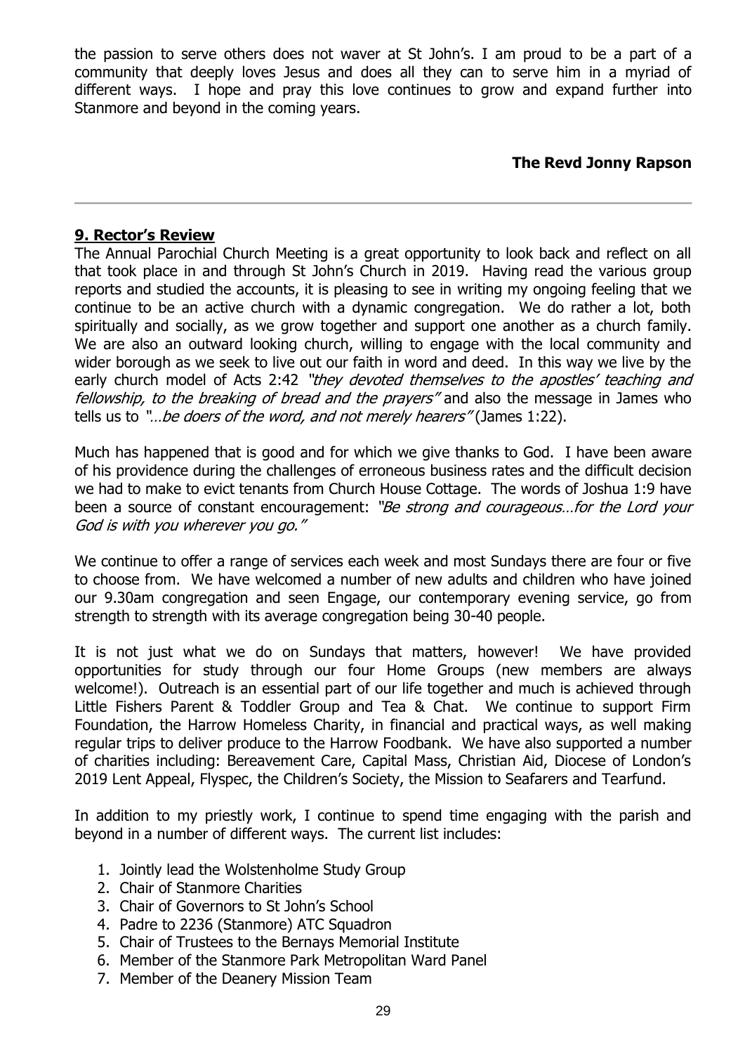the passion to serve others does not waver at St John's. I am proud to be a part of a community that deeply loves Jesus and does all they can to serve him in a myriad of different ways. I hope and pray this love continues to grow and expand further into Stanmore and beyond in the coming years.

**The Revd Jonny Rapson**

---

## 9. Rector's Review

The Annual Parochial Church Meeting is a great opportunity to look back and reflect on all that took place in and through St John's Church in 2019. Having read the various group reports and studied the accounts, it is pleasing to see in writing my ongoing feeling that we continue to be an active church with a dynamic congregation. We do rather a lot, both spiritually and socially, as we grow together and support one another as a church family. We are also an outward looking church, willing to engage with the local community and wider borough as we seek to live out our faith in word and deed. In this way we live by the early church model of Acts 2:42 *"they devoted themselves to the apostles' teaching and fellowship, to the breaking of bread and the prayers"* and also the message in James who tells us to *"…be doers of the word, and not merely hearers"* (James 1:22).

Much has happened that is good and for which we give thanks to God. I have been aware of his providence during the challenges of erroneous business rates and the difficult decision we had to make to evict tenants from Church House Cottage. The words of Joshua 1:9 have been a source of constant encouragement: *"Be strong and courageous…for the Lord your God is with you wherever you go."*

We continue to offer a range of services each week and most Sundays there are four or five to choose from. We have welcomed a number of new adults and children who have joined our 9.30am congregation and seen Engage, our contemporary evening service, go from strength to strength with its average congregation being 30-40 people.

It is not just what we do on Sundays that matters, however! We have provided opportunities for study through our four Home Groups (new members are always welcome!). Outreach is an essential part of our life together and much is achieved through Little Fishers Parent & Toddler Group and Tea & Chat. We continue to support Firm Foundation, the Harrow Homeless Charity, in financial and practical ways, as well making regular trips to deliver produce to the Harrow Foodbank. We have also supported a number of charities including: Bereavement Care, Capital Mass, Christian Aid, Diocese of London's 2019 Lent Appeal, Flyspec, the Children's Society, the Mission to Seafarers and Tearfund.

In addition to my priestly work, I continue to spend time engaging with the parish and beyond in a number of different ways. The current list includes:

1. Jointly lead the Wolstenholme Study Group
2. Chair of Stanmore Charities
3. Chair of Governors to St John's School
4. Padre to 2236 (Stanmore) ATC Squadron
5. Chair of Trustees to the Bernays Memorial Institute
6. Member of the Stanmore Park Metropolitan Ward Panel
7. Member of the Deanery Mission Team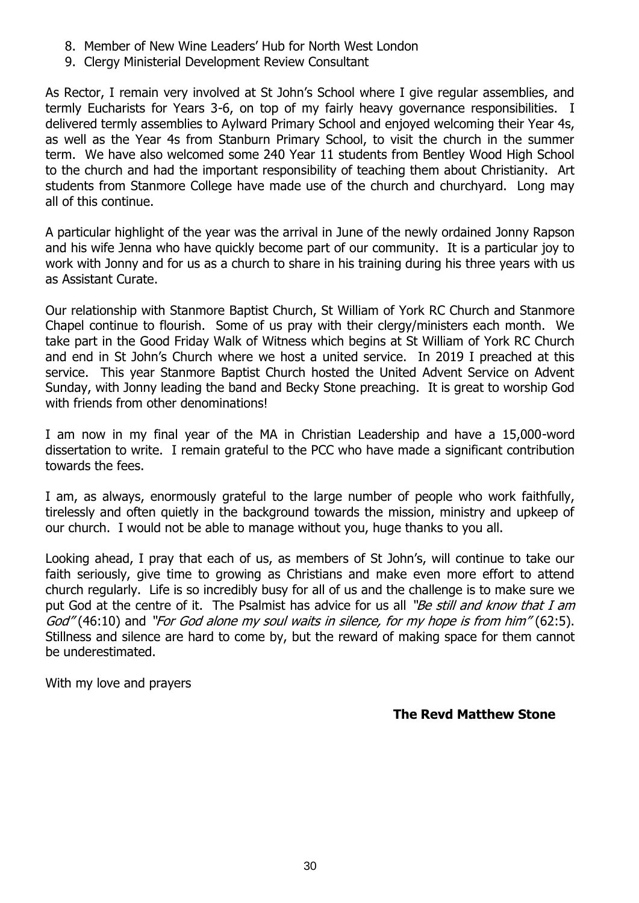8. Member of New Wine Leaders' Hub for North West London
9. Clergy Ministerial Development Review Consultant

As Rector, I remain very involved at St John's School where I give regular assemblies, and termly Eucharists for Years 3-6, on top of my fairly heavy governance responsibilities. I delivered termly assemblies to Aylward Primary School and enjoyed welcoming their Year 4s, as well as the Year 4s from Stanburn Primary School, to visit the church in the summer term. We have also welcomed some 240 Year 11 students from Bentley Wood High School to the church and had the important responsibility of teaching them about Christianity. Art students from Stanmore College have made use of the church and churchyard. Long may all of this continue.

A particular highlight of the year was the arrival in June of the newly ordained Jonny Rapson and his wife Jenna who have quickly become part of our community. It is a particular joy to work with Jonny and for us as a church to share in his training during his three years with us as Assistant Curate.

Our relationship with Stanmore Baptist Church, St William of York RC Church and Stanmore Chapel continue to flourish. Some of us pray with their clergy/ministers each month. We take part in the Good Friday Walk of Witness which begins at St William of York RC Church and end in St John's Church where we host a united service. In 2019 I preached at this service. This year Stanmore Baptist Church hosted the United Advent Service on Advent Sunday, with Jonny leading the band and Becky Stone preaching. It is great to worship God with friends from other denominations!

I am now in my final year of the MA in Christian Leadership and have a 15,000-word dissertation to write. I remain grateful to the PCC who have made a significant contribution towards the fees.

I am, as always, enormously grateful to the large number of people who work faithfully, tirelessly and often quietly in the background towards the mission, ministry and upkeep of our church. I would not be able to manage without you, huge thanks to you all.

Looking ahead, I pray that each of us, as members of St John's, will continue to take our faith seriously, give time to growing as Christians and make even more effort to attend church regularly. Life is so incredibly busy for all of us and the challenge is to make sure we put God at the centre of it. The Psalmist has advice for us all *"Be still and know that I am God"* (46:10) and *"For God alone my soul waits in silence, for my hope is from him"* (62:5). Stillness and silence are hard to come by, but the reward of making space for them cannot be underestimated.

With my love and prayers

**The Revd Matthew Stone**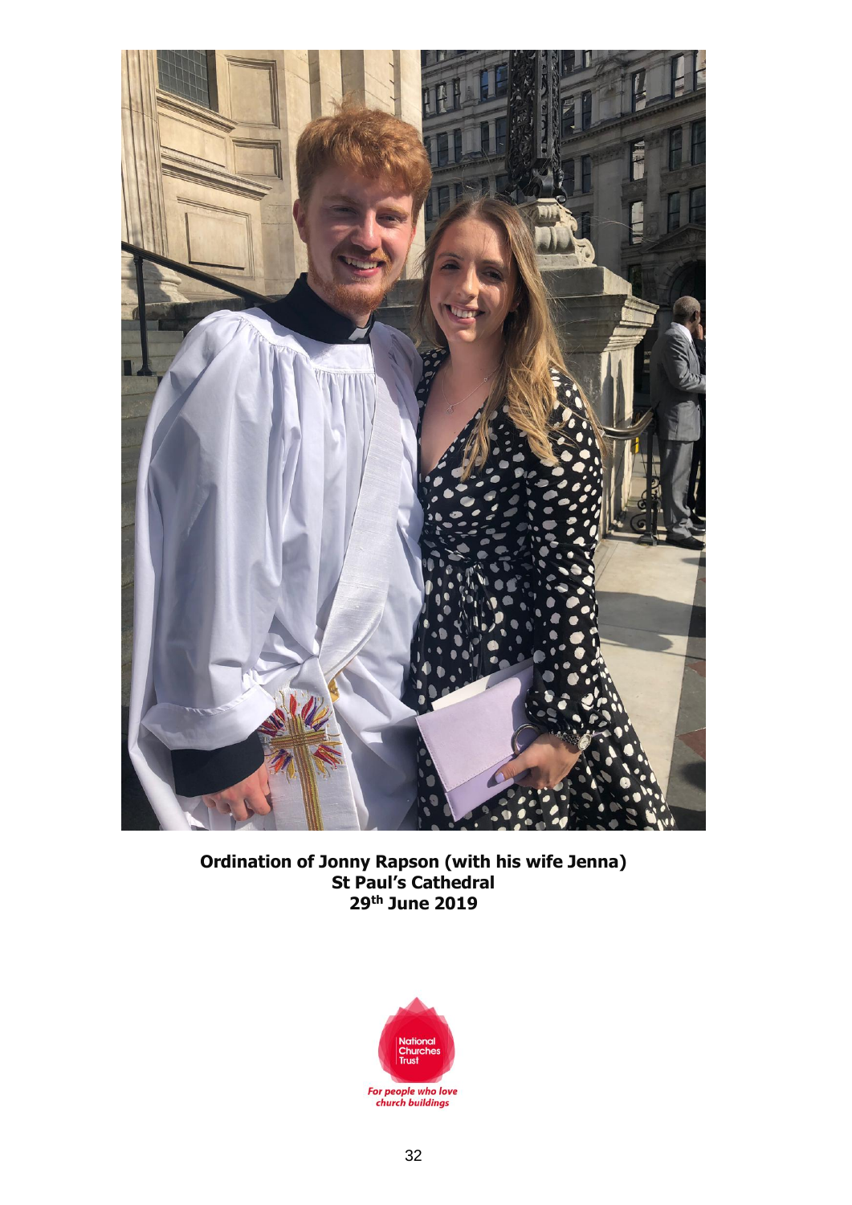**Ordination of Jonny Rapson (with his wife Jenna)**
**St Paul's Cathedral**
**29th June 2019**

National Churches Trust

*For people who love church buildings*